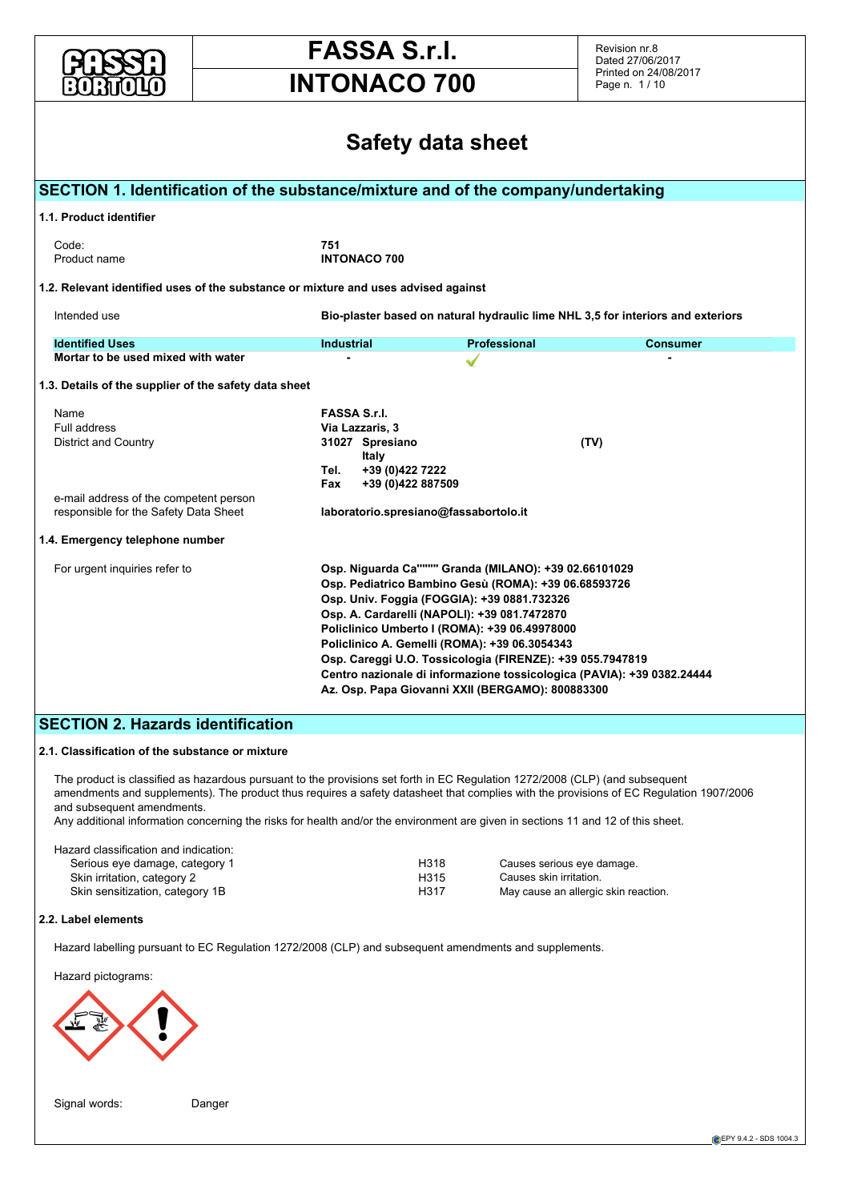# FASSA S.r.l.
# INTONACO 700

Revision nr.8
Dated 27/06/2017
Printed on 24/08/2017

# Safety data sheet

## SECTION 1. Identification of the substance/mixture and of the company/undertaking

### 1.1. Product identifier

| | |
|---|---|
| Code: | **751** |
| Product name | **INTONACO 700** |

### 1.2. Relevant identified uses of the substance or mixture and uses advised against

Intended use: **Bio-plaster based on natural hydraulic lime NHL 3,5 for interiors and exteriors**

| Identified Uses | Industrial | Professional | Consumer |
|---|---|---|---|
| Mortar to be used mixed with water | - | ✓ | - |

### 1.3. Details of the supplier of the safety data sheet

| | |
|---|---|
| Name | **FASSA S.r.l.** |
| Full address | **Via Lazzaris, 3** |
| District and Country | **31027 Spresiano (TV)** <br> **Italy** <br> **Tel. +39 (0)422 7222** <br> **Fax +39 (0)422 887509** |
| e-mail address of the competent person responsible for the Safety Data Sheet | **laboratorio.spresiano@fassabortolo.it** |

### 1.4. Emergency telephone number

For urgent inquiries refer to

**Osp. Niguarda Ca"""" Granda (MILANO): +39 02.66101029**
**Osp. Pediatrico Bambino Gesù (ROMA): +39 06.68593726**
**Osp. Univ. Foggia (FOGGIA): +39 0881.732326**
**Osp. A. Cardarelli (NAPOLI): +39 081.7472870**
**Policlinico Umberto I (ROMA): +39 06.49978000**
**Policlinico A. Gemelli (ROMA): +39 06.3054343**
**Osp. Careggi U.O. Tossicologia (FIRENZE): +39 055.7947819**
**Centro nazionale di informazione tossicologica (PAVIA): +39 0382.24444**
**Az. Osp. Papa Giovanni XXII (BERGAMO): 800883300**

## SECTION 2. Hazards identification

### 2.1. Classification of the substance or mixture

The product is classified as hazardous pursuant to the provisions set forth in EC Regulation 1272/2008 (CLP) (and subsequent amendments and supplements). The product thus requires a safety datasheet that complies with the provisions of EC Regulation 1907/2006 and subsequent amendments.
Any additional information concerning the risks for health and/or the environment are given in sections 11 and 12 of this sheet.

Hazard classification and indication:

| | | |
|---|---|---|
| Serious eye damage, category 1 | H318 | Causes serious eye damage. |
| Skin irritation, category 2 | H315 | Causes skin irritation. |
| Skin sensitization, category 1B | H317 | May cause an allergic skin reaction. |

### 2.2. Label elements

Hazard labelling pursuant to EC Regulation 1272/2008 (CLP) and subsequent amendments and supplements.

Hazard pictograms:

Signal words: Danger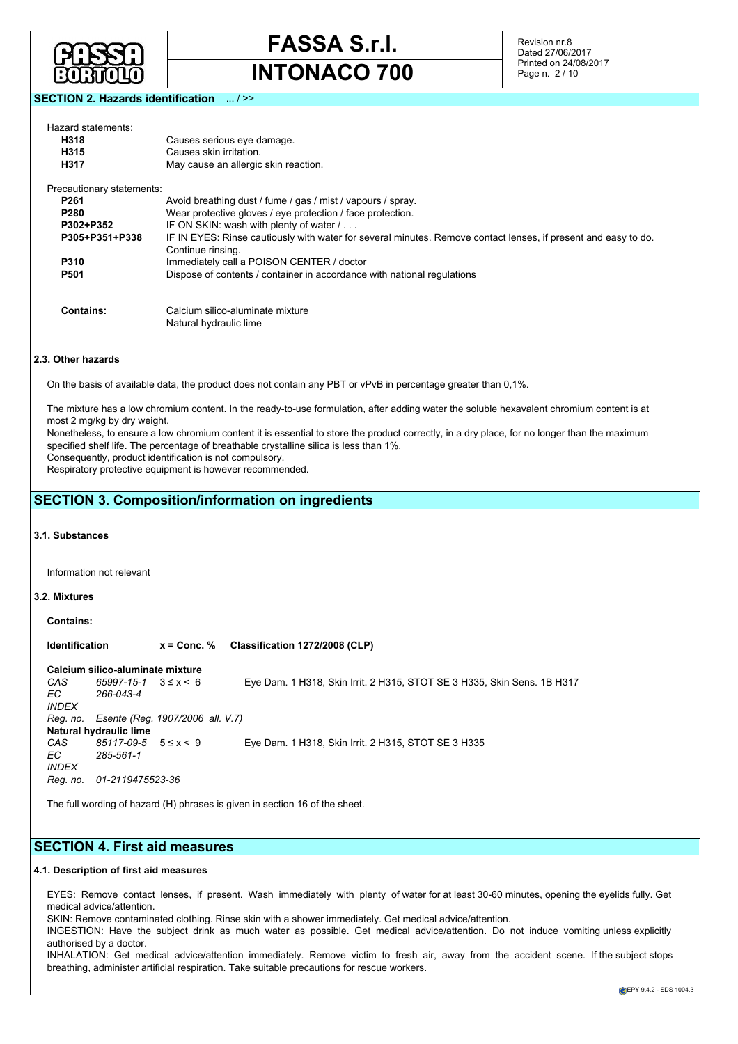## SECTION 2. Hazards identification ... / >>

Hazard statements:

| | |
|---|---|
| **H318** | Causes serious eye damage. |
| **H315** | Causes skin irritation. |
| **H317** | May cause an allergic skin reaction. |

Precautionary statements:

| | |
|---|---|
| **P261** | Avoid breathing dust / fume / gas / mist / vapours / spray. |
| **P280** | Wear protective gloves / eye protection / face protection. |
| **P302+P352** | IF ON SKIN: wash with plenty of water / . . . |
| **P305+P351+P338** | IF IN EYES: Rinse cautiously with water for several minutes. Remove contact lenses, if present and easy to do. Continue rinsing. |
| **P310** | Immediately call a POISON CENTER / doctor |
| **P501** | Dispose of contents / container in accordance with national regulations |

**Contains:** Calcium silico-aluminate mixture
Natural hydraulic lime

### 2.3. Other hazards

On the basis of available data, the product does not contain any PBT or vPvB in percentage greater than 0,1%.

The mixture has a low chromium content. In the ready-to-use formulation, after adding water the soluble hexavalent chromium content is at most 2 mg/kg by dry weight.
Nonetheless, to ensure a low chromium content it is essential to store the product correctly, in a dry place, for no longer than the maximum specified shelf life. The percentage of breathable crystalline silica is less than 1%.
Consequently, product identification is not compulsory.
Respiratory protective equipment is however recommended.

## SECTION 3. Composition/information on ingredients

### 3.1. Substances

Information not relevant

### 3.2. Mixtures

**Contains:**

| **Identification** | | **x = Conc. %** | **Classification 1272/2008 (CLP)** |
|---|---|---|---|
| **Calcium silico-aluminate mixture** | | | |
| *CAS* | *65997-15-1* | $3 \leq x < 6$ | Eye Dam. 1 H318, Skin Irrit. 2 H315, STOT SE 3 H335, Skin Sens. 1B H317 |
| *EC* | *266-043-4* | | |
| *INDEX* | | | |
| *Reg. no.* | *Esente (Reg. 1907/2006 all. V.7)* | | |
| **Natural hydraulic lime** | | | |
| *CAS* | *85117-09-5* | $5 \leq x < 9$ | Eye Dam. 1 H318, Skin Irrit. 2 H315, STOT SE 3 H335 |
| *EC* | *285-561-1* | | |
| *INDEX* | | | |
| *Reg. no.* | *01-2119475523-36* | | |

The full wording of hazard (H) phrases is given in section 16 of the sheet.

## SECTION 4. First aid measures

### 4.1. Description of first aid measures

EYES: Remove contact lenses, if present. Wash immediately with plenty of water for at least 30-60 minutes, opening the eyelids fully. Get medical advice/attention.
SKIN: Remove contaminated clothing. Rinse skin with a shower immediately. Get medical advice/attention.
INGESTION: Have the subject drink as much water as possible. Get medical advice/attention. Do not induce vomiting unless explicitly authorised by a doctor.
INHALATION: Get medical advice/attention immediately. Remove victim to fresh air, away from the accident scene. If the subject stops breathing, administer artificial respiration. Take suitable precautions for rescue workers.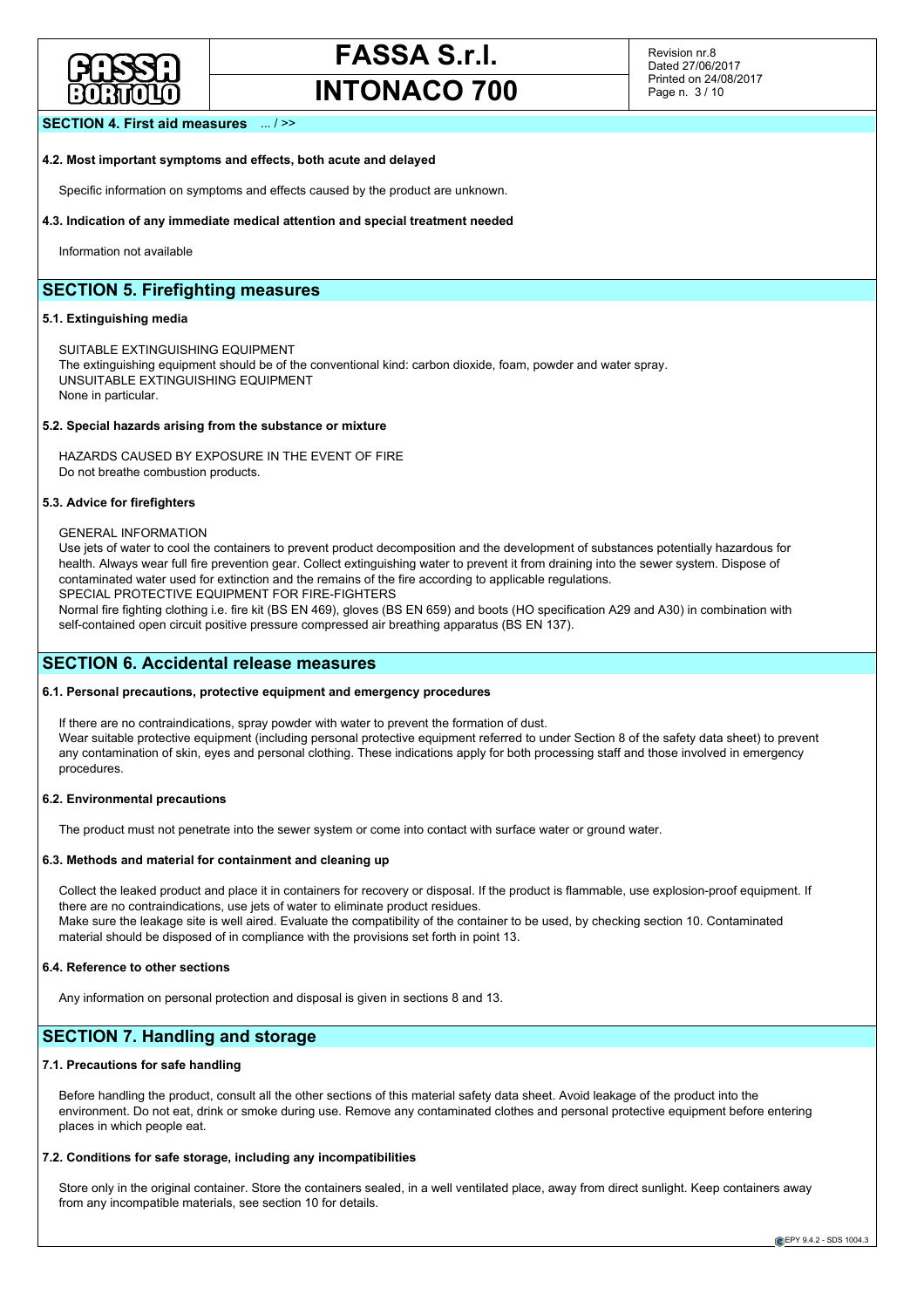**SECTION 4. First aid measurements** ... / >>

**4.2. Most important symptoms and effects, both acute and delayed**

Specific information on symptoms and effects caused by the product are unknown.

**4.3. Indication of any immediate medical attention and special treatment needed**

Information not available

## SECTION 5. Firefighting measures

**5.1. Extinguishing media**

SUITABLE EXTINGUISHING EQUIPMENT
The extinguishing equipment should be of the conventional kind: carbon dioxide, foam, powder and water spray.
UNSUITABLE EXTINGUISHING EQUIPMENT
None in particular.

**5.2. Special hazards arising from the substance or mixture**

HAZARDS CAUSED BY EXPOSURE IN THE EVENT OF FIRE
Do not breathe combustion products.

**5.3. Advice for firefighters**

GENERAL INFORMATION
Use jets of water to cool the containers to prevent product decomposition and the development of substances potentially hazardous for health. Always wear full fire prevention gear. Collect extinguishing water to prevent it from draining into the sewer system. Dispose of contaminated water used for extinction and the remains of the fire according to applicable regulations.
SPECIAL PROTECTIVE EQUIPMENT FOR FIRE-FIGHTERS
Normal fire fighting clothing i.e. fire kit (BS EN 469), gloves (BS EN 659) and boots (HO specification A29 and A30) in combination with self-contained open circuit positive pressure compressed air breathing apparatus (BS EN 137).

## SECTION 6. Accidental release measures

**6.1. Personal precautions, protective equipment and emergency procedures**

If there are no contraindications, spray powder with water to prevent the formation of dust.
Wear suitable protective equipment (including personal protective equipment referred to under Section 8 of the safety data sheet) to prevent any contamination of skin, eyes and personal clothing. These indications apply for both processing staff and those involved in emergency procedures.

**6.2. Environmental precautions**

The product must not penetrate into the sewer system or come into contact with surface water or ground water.

**6.3. Methods and material for containment and cleaning up**

Collect the leaked product and place it in containers for recovery or disposal. If the product is flammable, use explosion-proof equipment. If there are no contraindications, use jets of water to eliminate product residues.
Make sure the leakage site is well aired. Evaluate the compatibility of the container to be used, by checking section 10. Contaminated material should be disposed of in compliance with the provisions set forth in point 13.

**6.4. Reference to other sections**

Any information on personal protection and disposal is given in sections 8 and 13.

## SECTION 7. Handling and storage

**7.1. Precautions for safe handling**

Before handling the product, consult all the other sections of this material safety data sheet. Avoid leakage of the product into the environment. Do not eat, drink or smoke during use. Remove any contaminated clothes and personal protective equipment before entering places in which people eat.

**7.2. Conditions for safe storage, including any incompatibilities**

Store only in the original container. Store the containers sealed, in a well ventilated place, away from direct sunlight. Keep containers away from any incompatible materials, see section 10 for details.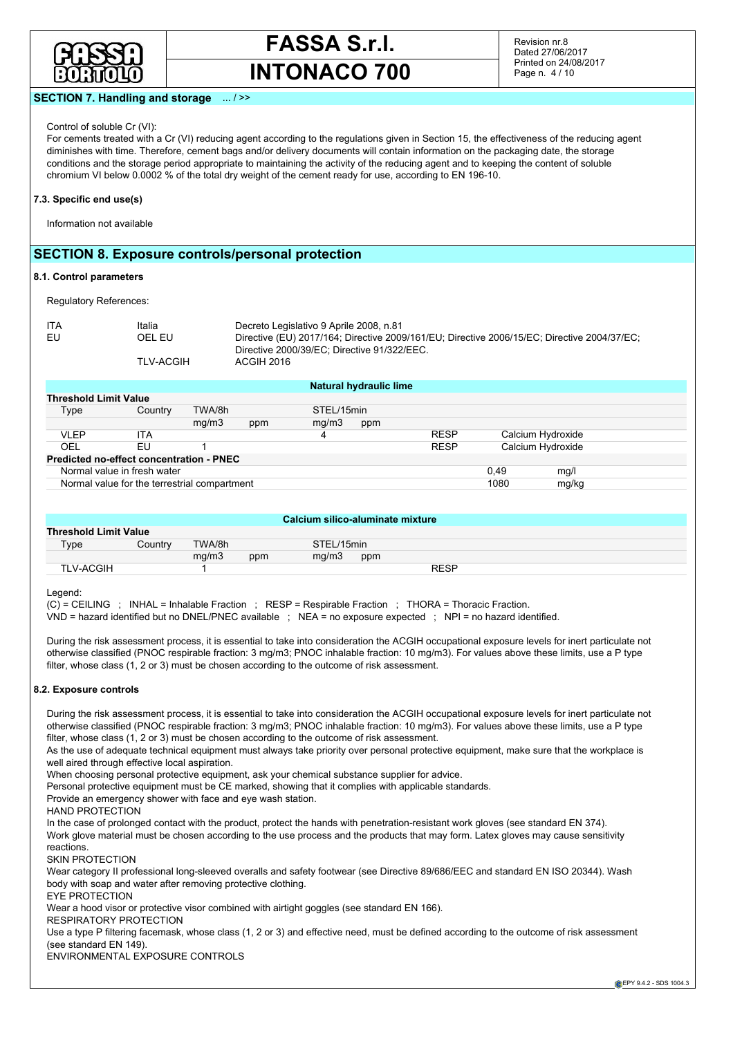## SECTION 7. Handling and storage ... / >>

Control of soluble Cr (VI):

For cements treated with a Cr (VI) reducing agent according to the regulations given in Section 15, the effectiveness of the reducing agent diminishes with time. Therefore, cement bags and/or delivery documents will contain information on the packaging date, the storage conditions and the storage period appropriate to maintaining the activity of the reducing agent and to keeping the content of soluble chromium VI below 0.0002 % of the total dry weight of the cement ready for use, according to EN 196-10.

### 7.3. Specific end use(s)

Information not available

## SECTION 8. Exposure controls/personal protection

### 8.1. Control parameters

Regulatory References:

| | | |
|---|---|---|
| ITA | Italia | Decreto Legislativo 9 Aprile 2008, n.81 |
| EU | OEL EU | Directive (EU) 2017/164; Directive 2009/161/EU; Directive 2006/15/EC; Directive 2004/37/EC; Directive 2000/39/EC; Directive 91/322/EEC. |
| | TLV-ACGIH | ACGIH 2016 |

**Natural hydraulic lime**

| Threshold Limit Value | | | | | | | | |
|---|---|---|---|---|---|---|---|---|
| Type | Country | TWA/8h | | STEL/15min | | | | |
| | | mg/m3 | ppm | mg/m3 | ppm | | | |
| VLEP | ITA | | | 4 | | RESP | Calcium Hydroxide | |
| OEL | EU | 1 | | | | RESP | Calcium Hydroxide | |
| **Predicted no-effect concentration - PNEC** | | | | | | | | |
| Normal value in fresh water | | | | | | | 0,49 | mg/l |
| Normal value for the terrestrial compartment | | | | | | | 1080 | mg/kg |

**Calcium silico-aluminate mixture**

| Threshold Limit Value | | | | | | |
|---|---|---|---|---|---|---|
| Type | Country | TWA/8h | | STEL/15min | | |
| | | mg/m3 | ppm | mg/m3 | ppm | |
| TLV-ACGIH | | 1 | | | | RESP |

Legend:

(C) = CEILING ; INHAL = Inhalable Fraction ; RESP = Respirable Fraction ; THORA = Thoracic Fraction.
VND = hazard identified but no DNEL/PNEC available ; NEA = no exposure expected ; NPI = no hazard identified.

During the risk assessment process, it is essential to take into consideration the ACGIH occupational exposure levels for inert particulate not otherwise classified (PNOC respirable fraction: 3 mg/m3; PNOC inhalable fraction: 10 mg/m3). For values above these limits, use a P type filter, whose class (1, 2 or 3) must be chosen according to the outcome of risk assessment.

### 8.2. Exposure controls

During the risk assessment process, it is essential to take into consideration the ACGIH occupational exposure levels for inert particulate not otherwise classified (PNOC respirable fraction: 3 mg/m3; PNOC inhalable fraction: 10 mg/m3). For values above these limits, use a P type filter, whose class (1, 2 or 3) must be chosen according to the outcome of risk assessment.
As the use of adequate technical equipment must always take priority over personal protective equipment, make sure that the workplace is well aired through effective local aspiration.
When choosing personal protective equipment, ask your chemical substance supplier for advice.
Personal protective equipment must be CE marked, showing that it complies with applicable standards.
Provide an emergency shower with face and eye wash station.

HAND PROTECTION

In the case of prolonged contact with the product, protect the hands with penetration-resistant work gloves (see standard EN 374).
Work glove material must be chosen according to the use process and the products that may form. Latex gloves may cause sensitivity reactions.

SKIN PROTECTION

Wear category II professional long-sleeved overalls and safety footwear (see Directive 89/686/EEC and standard EN ISO 20344). Wash body with soap and water after removing protective clothing.

EYE PROTECTION

Wear a hood visor or protective visor combined with airtight goggles (see standard EN 166).

RESPIRATORY PROTECTION

Use a type P filtering facemask, whose class (1, 2 or 3) and effective need, must be defined according to the outcome of risk assessment (see standard EN 149).

ENVIRONMENTAL EXPOSURE CONTROLS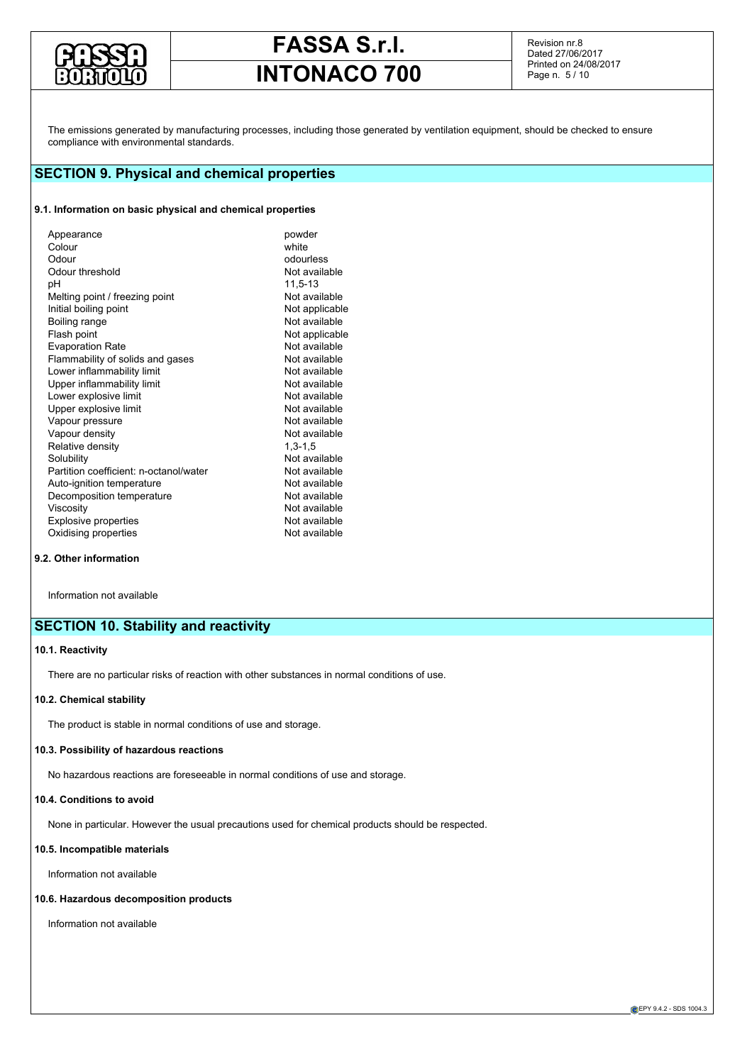The emissions generated by manufacturing processes, including those generated by ventilation equipment, should be checked to ensure compliance with environmental standards.

## SECTION 9. Physical and chemical properties

### 9.1. Information on basic physical and chemical properties

| | |
|---|---|
| Appearance | powder |
| Colour | white |
| Odour | odourless |
| Odour threshold | Not available |
| pH | 11,5-13 |
| Melting point / freezing point | Not available |
| Initial boiling point | Not applicable |
| Boiling range | Not available |
| Flash point | Not applicable |
| Evaporation Rate | Not available |
| Flammability of solids and gases | Not available |
| Lower inflammability limit | Not available |
| Upper inflammability limit | Not available |
| Lower explosive limit | Not available |
| Upper explosive limit | Not available |
| Vapour pressure | Not available |
| Vapour density | Not available |
| Relative density | 1,3-1,5 |
| Solubility | Not available |
| Partition coefficient: n-octanol/water | Not available |
| Auto-ignition temperature | Not available |
| Decomposition temperature | Not available |
| Viscosity | Not available |
| Explosive properties | Not available |
| Oxidising properties | Not available |

### 9.2. Other information

Information not available

## SECTION 10. Stability and reactivity

### 10.1. Reactivity

There are no particular risks of reaction with other substances in normal conditions of use.

### 10.2. Chemical stability

The product is stable in normal conditions of use and storage.

### 10.3. Possibility of hazardous reactions

No hazardous reactions are foreseeable in normal conditions of use and storage.

### 10.4. Conditions to avoid

None in particular. However the usual precautions used for chemical products should be respected.

### 10.5. Incompatible materials

Information not available

### 10.6. Hazardous decomposition products

Information not available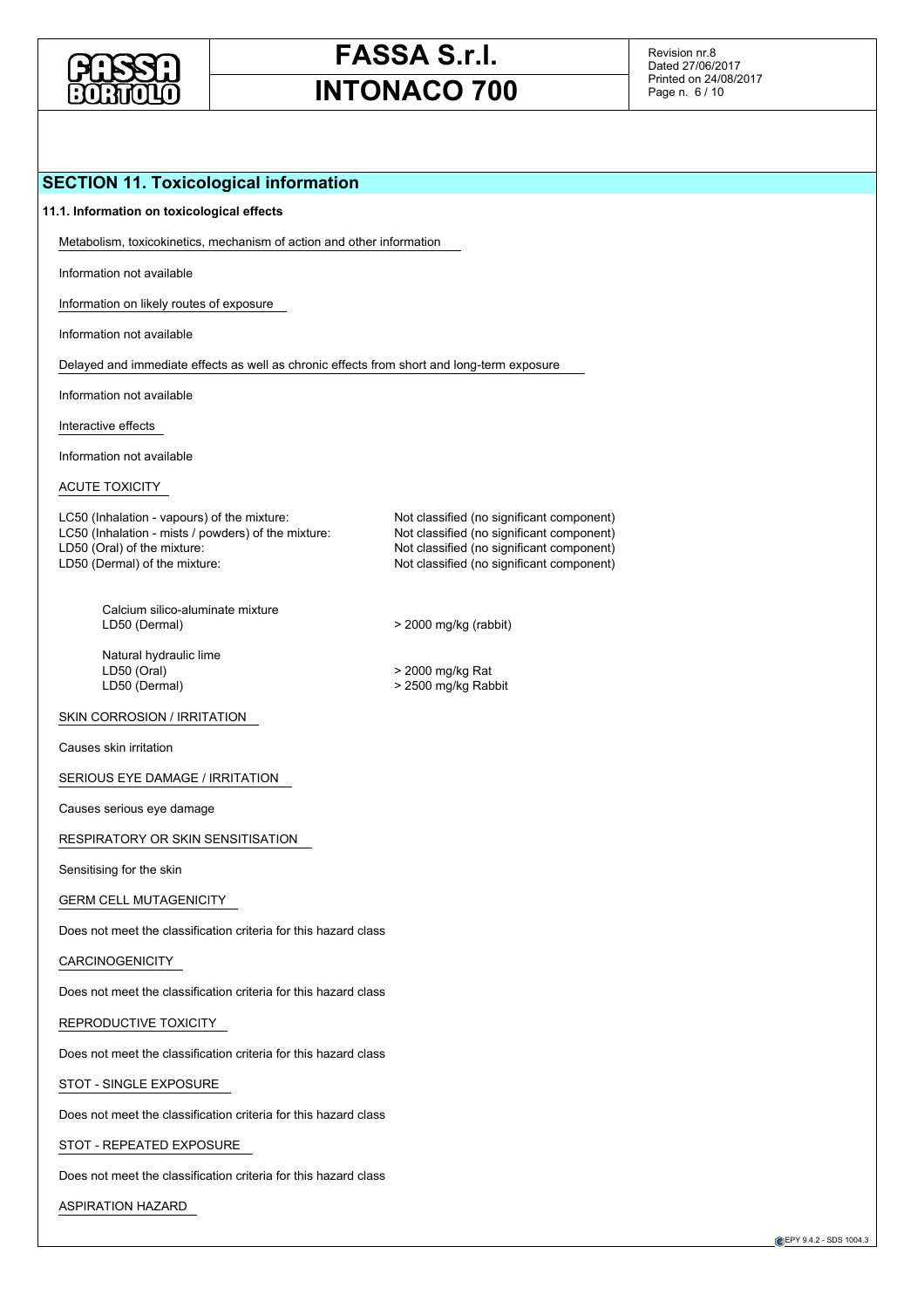## SECTION 11. Toxicological information

### 11.1. Information on toxicological effects

Metabolism, toxicokinetics, mechanism of action and other information

Information not available

Information on likely routes of exposure

Information not available

Delayed and immediate effects as well as chronic effects from short and long-term exposure

Information not available

Interactive effects

Information not available

ACUTE TOXICITY

| | |
|---|---|
| LC50 (Inhalation - vapours) of the mixture: | Not classified (no significant component) |
| LC50 (Inhalation - mists / powders) of the mixture: | Not classified (no significant component) |
| LD50 (Oral) of the mixture: | Not classified (no significant component) |
| LD50 (Dermal) of the mixture: | Not classified (no significant component) |

Calcium silico-aluminate mixture

| | |
|---|---|
| LD50 (Dermal) | > 2000 mg/kg (rabbit) |

Natural hydraulic lime

| | |
|---|---|
| LD50 (Oral) | > 2000 mg/kg Rat |
| LD50 (Dermal) | > 2500 mg/kg Rabbit |

SKIN CORROSION / IRRITATION

Causes skin irritation

SERIOUS EYE DAMAGE / IRRITATION

Causes serious eye damage

RESPIRATORY OR SKIN SENSITISATION

Sensitising for the skin

GERM CELL MUTAGENICITY

Does not meet the classification criteria for this hazard class

CARCINOGENICITY

Does not meet the classification criteria for this hazard class

REPRODUCTIVE TOXICITY

Does not meet the classification criteria for this hazard class

STOT - SINGLE EXPOSURE

Does not meet the classification criteria for this hazard class

STOT - REPEATED EXPOSURE

Does not meet the classification criteria for this hazard class

ASPIRATION HAZARD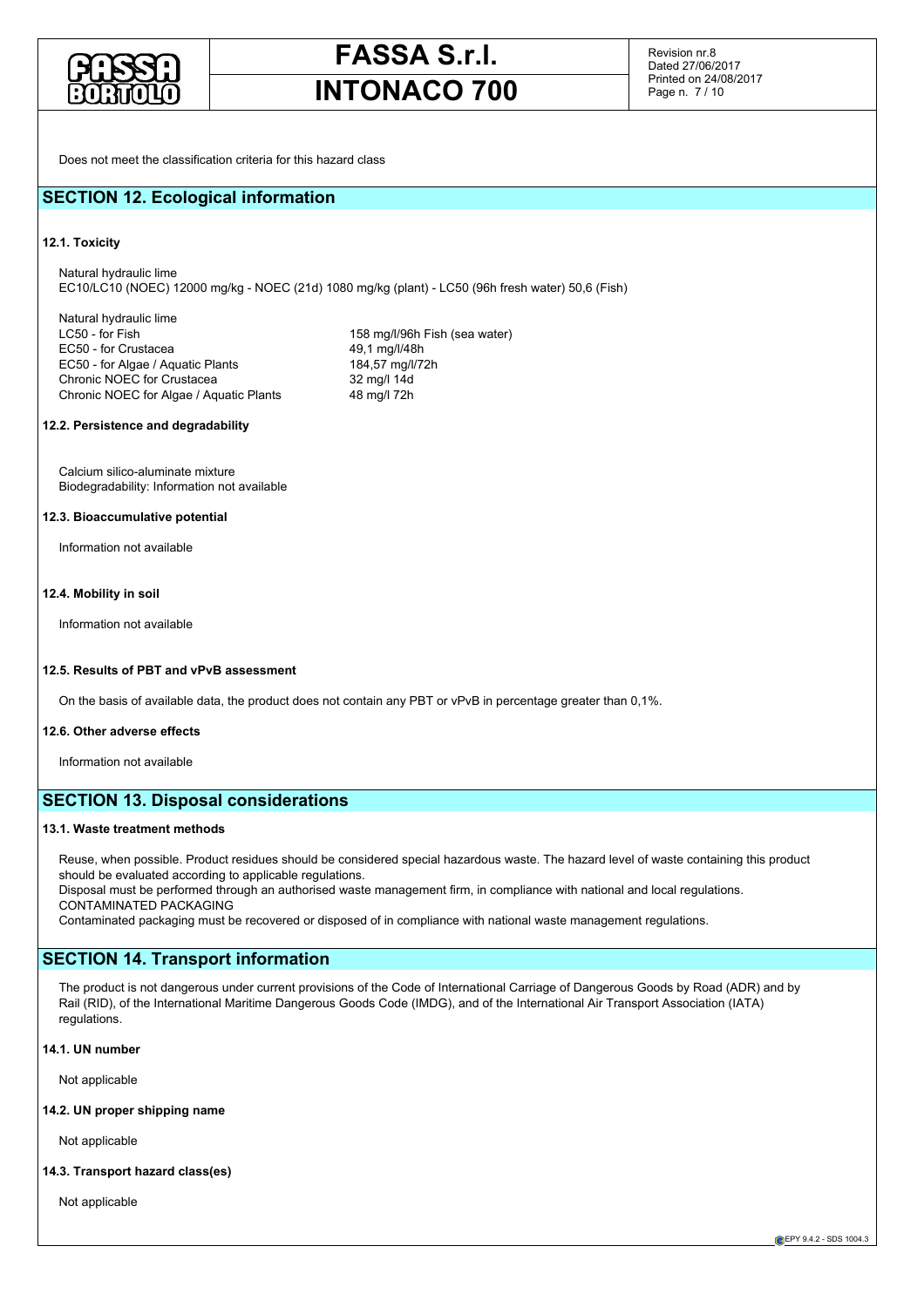Does not meet the classification criteria for this hazard class

## SECTION 12. Ecological information

### 12.1. Toxicity

Natural hydraulic lime
EC10/LC10 (NOEC) 12000 mg/kg - NOEC (21d) 1080 mg/kg (plant) - LC50 (96h fresh water) 50,6 (Fish)

Natural hydraulic lime

| | |
|---|---|
| LC50 - for Fish | 158 mg/l/96h Fish (sea water) |
| EC50 - for Crustacea | 49,1 mg/l/48h |
| EC50 - for Algae / Aquatic Plants | 184,57 mg/l/72h |
| Chronic NOEC for Crustacea | 32 mg/l 14d |
| Chronic NOEC for Algae / Aquatic Plants | 48 mg/l 72h |

### 12.2. Persistence and degradability

Calcium silico-aluminate mixture
Biodegradability: Information not available

### 12.3. Bioaccumulative potential

Information not available

### 12.4. Mobility in soil

Information not available

### 12.5. Results of PBT and vPvB assessment

On the basis of available data, the product does not contain any PBT or vPvB in percentage greater than 0,1%.

### 12.6. Other adverse effects

Information not available

## SECTION 13. Disposal considerations

### 13.1. Waste treatment methods

Reuse, when possible. Product residues should be considered special hazardous waste. The hazard level of waste containing this product should be evaluated according to applicable regulations.
Disposal must be performed through an authorised waste management firm, in compliance with national and local regulations.
CONTAMINATED PACKAGING
Contaminated packaging must be recovered or disposed of in compliance with national waste management regulations.

## SECTION 14. Transport information

The product is not dangerous under current provisions of the Code of International Carriage of Dangerous Goods by Road (ADR) and by Rail (RID), of the International Maritime Dangerous Goods Code (IMDG), and of the International Air Transport Association (IATA) regulations.

### 14.1. UN number

Not applicable

### 14.2. UN proper shipping name

Not applicable

### 14.3. Transport hazard class(es)

Not applicable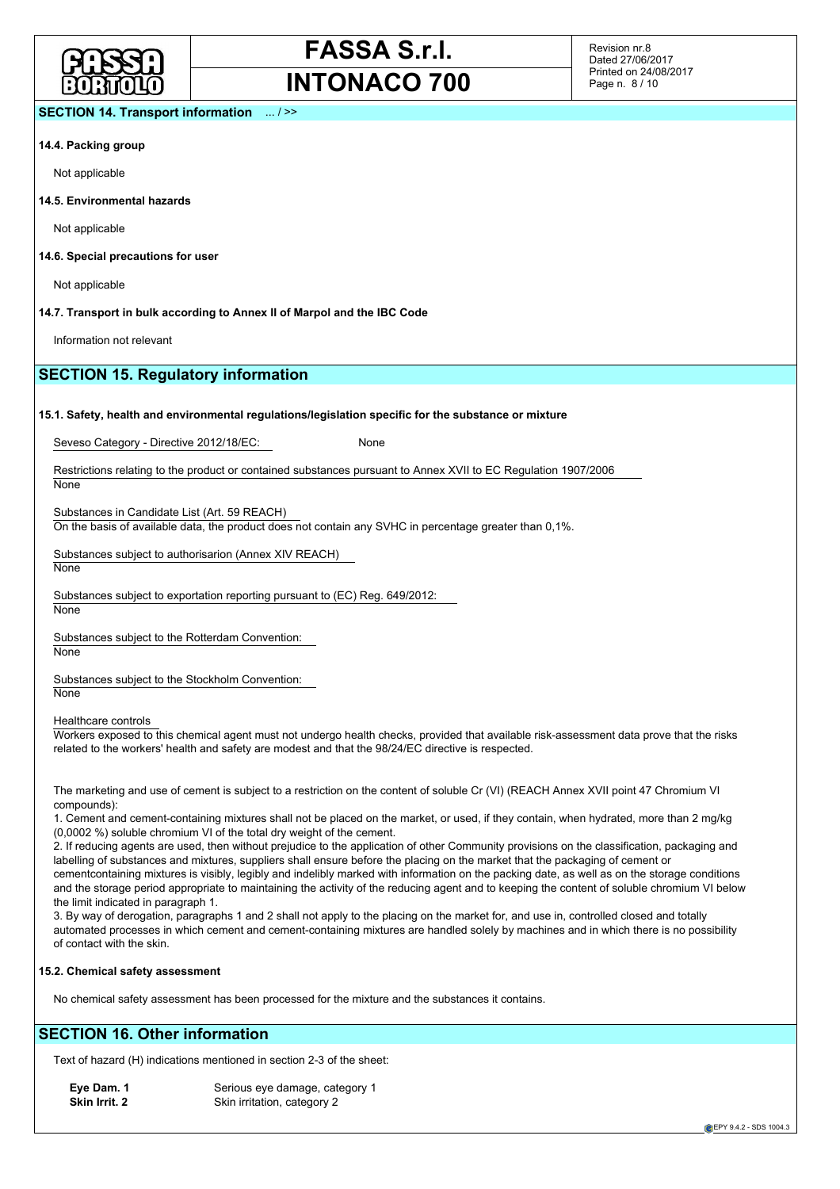## SECTION 14. Transport information ... / >>

### 14.4. Packing group

Not applicable

### 14.5. Environmental hazards

Not applicable

### 14.6. Special precautions for user

Not applicable

### 14.7. Transport in bulk according to Annex II of Marpol and the IBC Code

Information not relevant

## SECTION 15. Regulatory information

### 15.1. Safety, health and environmental regulations/legislation specific for the substance or mixture

Seveso Category - Directive 2012/18/EC: None

Restrictions relating to the product or contained substances pursuant to Annex XVII to EC Regulation 1907/2006
None

Substances in Candidate List (Art. 59 REACH)
On the basis of available data, the product does not contain any SVHC in percentage greater than 0,1%.

Substances subject to authorisarion (Annex XIV REACH)
None

Substances subject to exportation reporting pursuant to (EC) Reg. 649/2012:
None

Substances subject to the Rotterdam Convention:
None

Substances subject to the Stockholm Convention:
None

Healthcare controls
Workers exposed to this chemical agent must not undergo health checks, provided that available risk-assessment data prove that the risks related to the workers' health and safety are modest and that the 98/24/EC directive is respected.

The marketing and use of cement is subject to a restriction on the content of soluble Cr (VI) (REACH Annex XVII point 47 Chromium VI compounds):

1. Cement and cement-containing mixtures shall not be placed on the market, or used, if they contain, when hydrated, more than 2 mg/kg (0,0002 %) soluble chromium VI of the total dry weight of the cement.
2. If reducing agents are used, then without prejudice to the application of other Community provisions on the classification, packaging and labelling of substances and mixtures, suppliers shall ensure before the placing on the market that the packaging of cement or cementcontaining mixtures is visibly, legibly and indelibly marked with information on the packing date, as well as on the storage conditions and the storage period appropriate to maintaining the activity of the reducing agent and to keeping the content of soluble chromium VI below the limit indicated in paragraph 1.
3. By way of derogation, paragraphs 1 and 2 shall not apply to the placing on the market for, and use in, controlled closed and totally automated processes in which cement and cement-containing mixtures are handled solely by machines and in which there is no possibility of contact with the skin.

### 15.2. Chemical safety assessment

No chemical safety assessment has been processed for the mixture and the substances it contains.

## SECTION 16. Other information

Text of hazard (H) indications mentioned in section 2-3 of the sheet:

| | |
|---|---|
| **Eye Dam. 1** | Serious eye damage, category 1 |
| **Skin Irrit. 2** | Skin irritation, category 2 |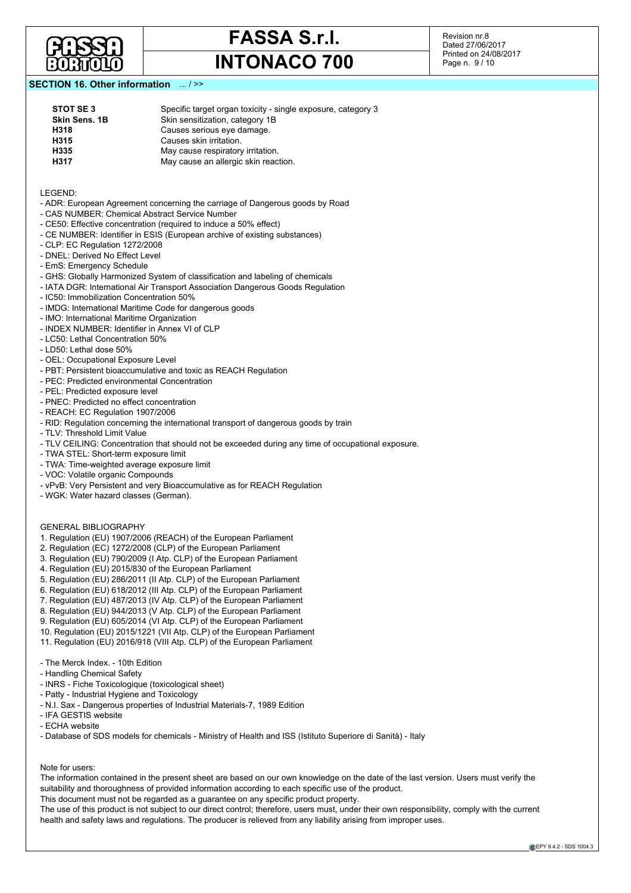## SECTION 16. Other information ... / >>

| | |
|---|---|
| **STOT SE 3** | Specific target organ toxicity - single exposure, category 3 |
| **Skin Sens. 1B** | Skin sensitization, category 1B |
| **H318** | Causes serious eye damage. |
| **H315** | Causes skin irritation. |
| **H335** | May cause respiratory irritation. |
| **H317** | May cause an allergic skin reaction. |

LEGEND:

- ADR: European Agreement concerning the carriage of Dangerous goods by Road
- CAS NUMBER: Chemical Abstract Service Number
- CE50: Effective concentration (required to induce a 50% effect)
- CE NUMBER: Identifier in ESIS (European archive of existing substances)
- CLP: EC Regulation 1272/2008
- DNEL: Derived No Effect Level
- EmS: Emergency Schedule
- GHS: Globally Harmonized System of classification and labeling of chemicals
- IATA DGR: International Air Transport Association Dangerous Goods Regulation
- IC50: Immobilization Concentration 50%
- IMDG: International Maritime Code for dangerous goods
- IMO: International Maritime Organization
- INDEX NUMBER: Identifier in Annex VI of CLP
- LC50: Lethal Concentration 50%
- LD50: Lethal dose 50%
- OEL: Occupational Exposure Level
- PBT: Persistent bioaccumulative and toxic as REACH Regulation
- PEC: Predicted environmental Concentration
- PEL: Predicted exposure level
- PNEC: Predicted no effect concentration
- REACH: EC Regulation 1907/2006
- RID: Regulation concerning the international transport of dangerous goods by train
- TLV: Threshold Limit Value
- TLV CEILING: Concentration that should not be exceeded during any time of occupational exposure.
- TWA STEL: Short-term exposure limit
- TWA: Time-weighted average exposure limit
- VOC: Volatile organic Compounds
- vPvB: Very Persistent and very Bioaccumulative as for REACH Regulation
- WGK: Water hazard classes (German).

GENERAL BIBLIOGRAPHY

1. Regulation (EU) 1907/2006 (REACH) of the European Parliament
2. Regulation (EC) 1272/2008 (CLP) of the European Parliament
3. Regulation (EU) 790/2009 (I Atp. CLP) of the European Parliament
4. Regulation (EU) 2015/830 of the European Parliament
5. Regulation (EU) 286/2011 (II Atp. CLP) of the European Parliament
6. Regulation (EU) 618/2012 (III Atp. CLP) of the European Parliament
7. Regulation (EU) 487/2013 (IV Atp. CLP) of the European Parliament
8. Regulation (EU) 944/2013 (V Atp. CLP) of the European Parliament
9. Regulation (EU) 605/2014 (VI Atp. CLP) of the European Parliament
10. Regulation (EU) 2015/1221 (VII Atp. CLP) of the European Parliament
11. Regulation (EU) 2016/918 (VIII Atp. CLP) of the European Parliament

- The Merck Index. - 10th Edition
- Handling Chemical Safety
- INRS - Fiche Toxicologique (toxicological sheet)
- Patty - Industrial Hygiene and Toxicology
- N.I. Sax - Dangerous properties of Industrial Materials-7, 1989 Edition
- IFA GESTIS website
- ECHA website
- Database of SDS models for chemicals - Ministry of Health and ISS (Istituto Superiore di Sanità) - Italy

Note for users:

The information contained in the present sheet are based on our own knowledge on the date of the last version. Users must verify the suitability and thoroughness of provided information according to each specific use of the product.

This document must not be regarded as a guarantee on any specific product property.

The use of this product is not subject to our direct control; therefore, users must, under their own responsibility, comply with the current health and safety laws and regulations. The producer is relieved from any liability arising from improper uses.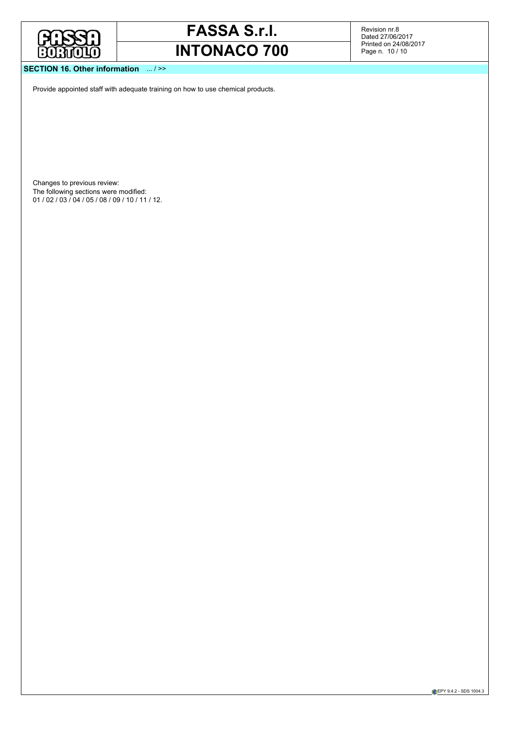## SECTION 16. Other information ... / >>

Provide appointed staff with adequate training on how to use chemical products.

Changes to previous review:
The following sections were modified:
01 / 02 / 03 / 04 / 05 / 08 / 09 / 10 / 11 / 12.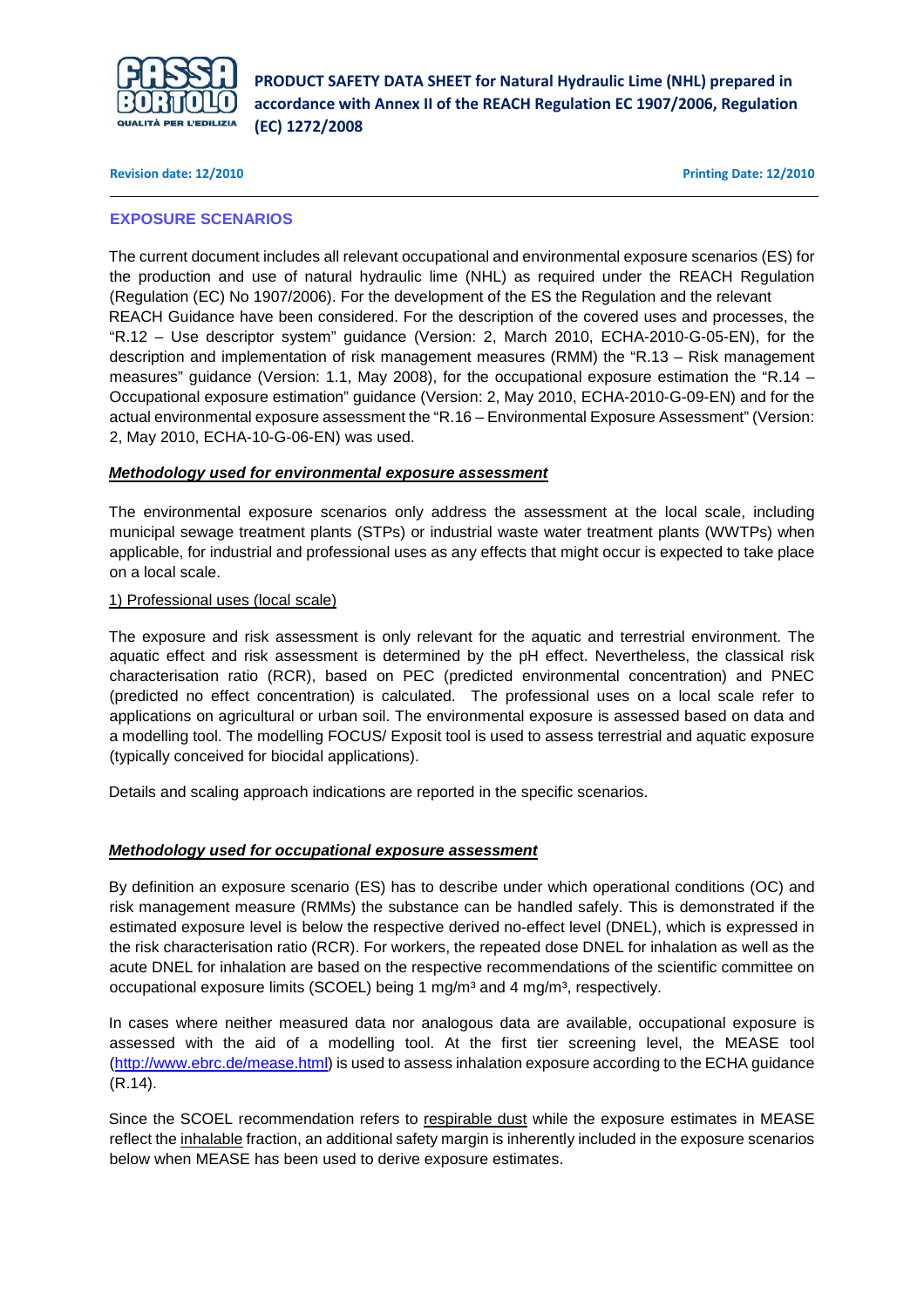## EXPOSURE SCENARIOS

The current document includes all relevant occupational and environmental exposure scenarios (ES) for the production and use of natural hydraulic lime (NHL) as required under the REACH Regulation (Regulation (EC) No 1907/2006). For the development of the ES the Regulation and the relevant REACH Guidance have been considered. For the description of the covered uses and processes, the "R.12 – Use descriptor system" guidance (Version: 2, March 2010, ECHA-2010-G-05-EN), for the description and implementation of risk management measures (RMM) the "R.13 – Risk management measures" guidance (Version: 1.1, May 2008), for the occupational exposure estimation the "R.14 – Occupational exposure estimation" guidance (Version: 2, May 2010, ECHA-2010-G-09-EN) and for the actual environmental exposure assessment the "R.16 – Environmental Exposure Assessment" (Version: 2, May 2010, ECHA-10-G-06-EN) was used.

***Methodology used for environmental exposure assessment***

The environmental exposure scenarios only address the assessment at the local scale, including municipal sewage treatment plants (STPs) or industrial waste water treatment plants (WWTPs) when applicable, for industrial and professional uses as any effects that might occur is expected to take place on a local scale.

1) Professional uses (local scale)

The exposure and risk assessment is only relevant for the aquatic and terrestrial environment. The aquatic effect and risk assessment is determined by the pH effect. Nevertheless, the classical risk characterisation ratio (RCR), based on PEC (predicted environmental concentration) and PNEC (predicted no effect concentration) is calculated. The professional uses on a local scale refer to applications on agricultural or urban soil. The environmental exposure is assessed based on data and a modelling tool. The modelling FOCUS/ Exposit tool is used to assess terrestrial and aquatic exposure (typically conceived for biocidal applications).

Details and scaling approach indications are reported in the specific scenarios.

***Methodology used for occupational exposure assessment***

By definition an exposure scenario (ES) has to describe under which operational conditions (OC) and risk management measure (RMMs) the substance can be handled safely. This is demonstrated if the estimated exposure level is below the respective derived no-effect level (DNEL), which is expressed in the risk characterisation ratio (RCR). For workers, the repeated dose DNEL for inhalation as well as the acute DNEL for inhalation are based on the respective recommendations of the scientific committee on occupational exposure limits (SCOEL) being 1 mg/m³ and 4 mg/m³, respectively.

In cases where neither measured data nor analogous data are available, occupational exposure is assessed with the aid of a modelling tool. At the first tier screening level, the MEASE tool (http://www.ebrc.de/mease.html) is used to assess inhalation exposure according to the ECHA guidance (R.14).

Since the SCOEL recommendation refers to respirable dust while the exposure estimates in MEASE reflect the inhalable fraction, an additional safety margin is inherently included in the exposure scenarios below when MEASE has been used to derive exposure estimates.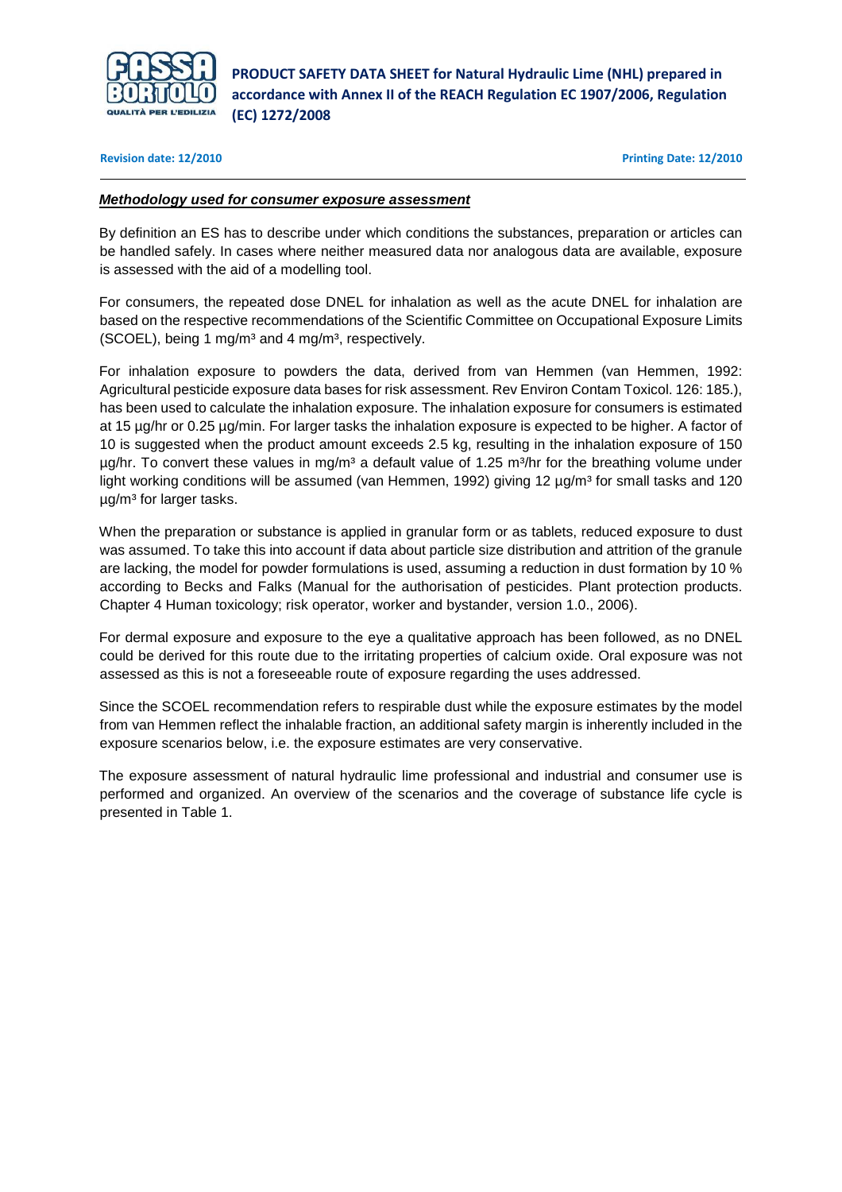***Methodology used for consumer exposure assessment***

By definition an ES has to describe under which conditions the substances, preparation or articles can be handled safely. In cases where neither measured data nor analogous data are available, exposure is assessed with the aid of a modelling tool.

For consumers, the repeated dose DNEL for inhalation as well as the acute DNEL for inhalation are based on the respective recommendations of the Scientific Committee on Occupational Exposure Limits (SCOEL), being 1 mg/m³ and 4 mg/m³, respectively.

For inhalation exposure to powders the data, derived from van Hemmen (van Hemmen, 1992: Agricultural pesticide exposure data bases for risk assessment. Rev Environ Contam Toxicol. 126: 185.), has been used to calculate the inhalation exposure. The inhalation exposure for consumers is estimated at 15 µg/hr or 0.25 µg/min. For larger tasks the inhalation exposure is expected to be higher. A factor of 10 is suggested when the product amount exceeds 2.5 kg, resulting in the inhalation exposure of 150 µg/hr. To convert these values in mg/m³ a default value of 1.25 m³/hr for the breathing volume under light working conditions will be assumed (van Hemmen, 1992) giving 12 µg/m³ for small tasks and 120 µg/m³ for larger tasks.

When the preparation or substance is applied in granular form or as tablets, reduced exposure to dust was assumed. To take this into account if data about particle size distribution and attrition of the granule are lacking, the model for powder formulations is used, assuming a reduction in dust formation by 10 % according to Becks and Falks (Manual for the authorisation of pesticides. Plant protection products. Chapter 4 Human toxicology; risk operator, worker and bystander, version 1.0., 2006).

For dermal exposure and exposure to the eye a qualitative approach has been followed, as no DNEL could be derived for this route due to the irritating properties of calcium oxide. Oral exposure was not assessed as this is not a foreseeable route of exposure regarding the uses addressed.

Since the SCOEL recommendation refers to respirable dust while the exposure estimates by the model from van Hemmen reflect the inhalable fraction, an additional safety margin is inherently included in the exposure scenarios below, i.e. the exposure estimates are very conservative.

The exposure assessment of natural hydraulic lime professional and industrial and consumer use is performed and organized. An overview of the scenarios and the coverage of substance life cycle is presented in Table 1.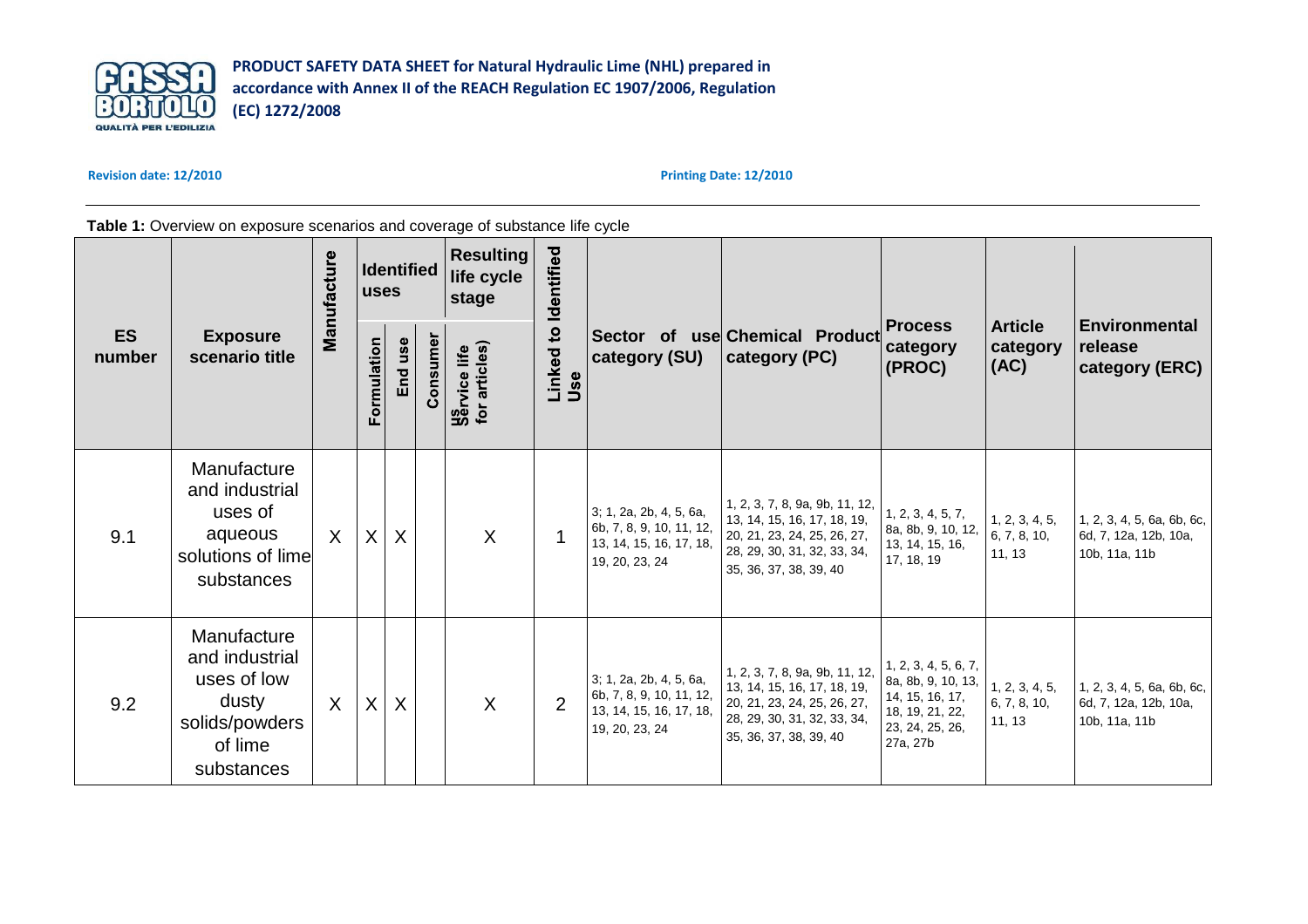**PRODUCT SAFETY DATA SHEET for Natural Hydraulic Lime (NHL) prepared in accordance with Annex II of the REACH Regulation EC 1907/2006, Regulation (EC) 1272/2008**

**Revision date: 12/2010** **Printing Date: 12/2010**

**Table 1:** Overview on exposure scenarios and coverage of substance life cycle

| ES number | Exposure scenario title | Manufacture | Identified uses | | | Resulting life cycle stage | Linked to Identified Use | Sector of use category (SU) | Chemical Product category (PC) | Process category (PROC) | Article category (AC) | Environmental release category (ERC) |
|---|---|---|---|---|---|---|---|---|---|---|---|---|
| | | | Formulation | End use | Consumer | Service life (for articles) | | | | | | |
| 9.1 | Manufacture and industrial uses of aqueous solutions of lime substances | X | X | X | | X | 1 | 3; 1, 2a, 2b, 4, 5, 6a, 6b, 7, 8, 9, 10, 11, 12, 13, 14, 15, 16, 17, 18, 19, 20, 23, 24 | 1, 2, 3, 7, 8, 9a, 9b, 11, 12, 13, 14, 15, 16, 17, 18, 19, 20, 21, 23, 24, 25, 26, 27, 28, 29, 30, 31, 32, 33, 34, 35, 36, 37, 38, 39, 40 | 1, 2, 3, 4, 5, 7, 8a, 8b, 9, 10, 12, 13, 14, 15, 16, 17, 18, 19 | 1, 2, 3, 4, 5, 6, 7, 8, 10, 11, 13 | 1, 2, 3, 4, 5, 6a, 6b, 6c, 6d, 7, 12a, 12b, 10a, 10b, 11a, 11b |
| 9.2 | Manufacture and industrial uses of low dusty solids/powders of lime substances | X | X | X | | X | 2 | 3; 1, 2a, 2b, 4, 5, 6a, 6b, 7, 8, 9, 10, 11, 12, 13, 14, 15, 16, 17, 18, 19, 20, 23, 24 | 1, 2, 3, 7, 8, 9a, 9b, 11, 12, 13, 14, 15, 16, 17, 18, 19, 20, 21, 23, 24, 25, 26, 27, 28, 29, 30, 31, 32, 33, 34, 35, 36, 37, 38, 39, 40 | 1, 2, 3, 4, 5, 6, 7, 8a, 8b, 9, 10, 13, 14, 15, 16, 17, 18, 19, 21, 22, 23, 24, 25, 26, 27a, 27b | 1, 2, 3, 4, 5, 6, 7, 8, 10, 11, 13 | 1, 2, 3, 4, 5, 6a, 6b, 6c, 6d, 7, 12a, 12b, 10a, 10b, 11a, 11b |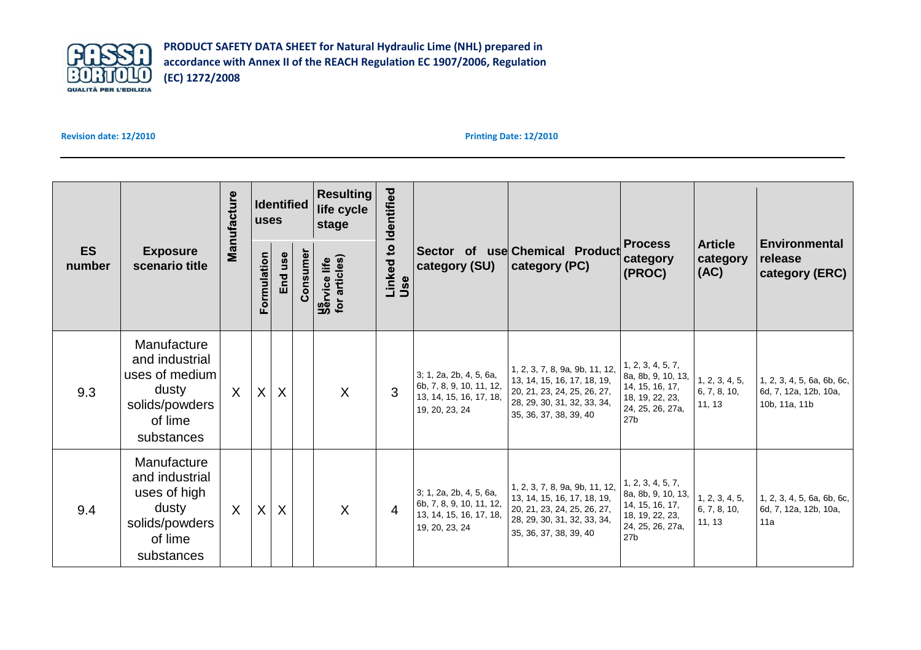| ES number | Exposure scenario title | Manufacture | Identified uses | | | Resulting life cycle stage | Linked to Identified Use | Sector of use category (SU) | Chemical Product category (PC) | Process category (PROC) | Article category (AC) | Environmental release category (ERC) |
|---|---|---|---|---|---|---|---|---|---|---|---|---|
| | | | Formulation | End use | Consumer | Service life (for articles) | | | | | | |
| 9.3 | Manufacture and industrial uses of medium dusty solids/powders of lime substances | X | X | X | | X | 3 | 3; 1, 2a, 2b, 4, 5, 6a, 6b, 7, 8, 9, 10, 11, 12, 13, 14, 15, 16, 17, 18, 19, 20, 23, 24 | 1, 2, 3, 7, 8, 9a, 9b, 11, 12, 13, 14, 15, 16, 17, 18, 19, 20, 21, 23, 24, 25, 26, 27, 28, 29, 30, 31, 32, 33, 34, 35, 36, 37, 38, 39, 40 | 1, 2, 3, 4, 5, 7, 8a, 8b, 9, 10, 13, 14, 15, 16, 17, 18, 19, 22, 23, 24, 25, 26, 27a, 27b | 1, 2, 3, 4, 5, 6, 7, 8, 10, 11, 13 | 1, 2, 3, 4, 5, 6a, 6b, 6c, 6d, 7, 12a, 12b, 10a, 10b, 11a, 11b |
| 9.4 | Manufacture and industrial uses of high dusty solids/powders of lime substances | X | X | X | | X | 4 | 3; 1, 2a, 2b, 4, 5, 6a, 6b, 7, 8, 9, 10, 11, 12, 13, 14, 15, 16, 17, 18, 19, 20, 23, 24 | 1, 2, 3, 7, 8, 9a, 9b, 11, 12, 13, 14, 15, 16, 17, 18, 19, 20, 21, 23, 24, 25, 26, 27, 28, 29, 30, 31, 32, 33, 34, 35, 36, 37, 38, 39, 40 | 1, 2, 3, 4, 5, 7, 8a, 8b, 9, 10, 13, 14, 15, 16, 17, 18, 19, 22, 23, 24, 25, 26, 27a, 27b | 1, 2, 3, 4, 5, 6, 7, 8, 10, 11, 13 | 1, 2, 3, 4, 5, 6a, 6b, 6c, 6d, 7, 12a, 12b, 10a, 11a |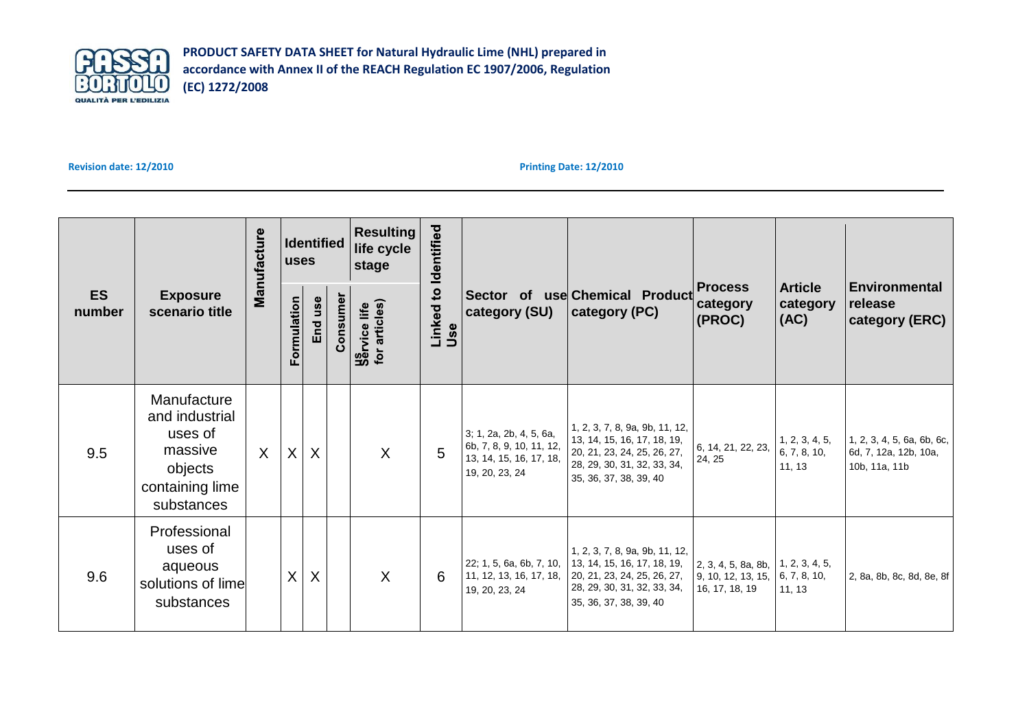| ES number | Exposure scenario title | Manufacture | Identified uses | | | Resulting life cycle stage | Linked to Identified Use | Sector of use category (SU) | Chemical Product category (PC) | Process category (PROC) | Article category (AC) | Environmental release category (ERC) |
|---|---|---|---|---|---|---|---|---|---|---|---|---|
| | | | Formulation | End use | Consumer | Service life (for articles) | | | | | | |
| 9.5 | Manufacture and industrial uses of massive objects containing lime substances | X | X | X | | X | 5 | 3; 1, 2a, 2b, 4, 5, 6a, 6b, 7, 8, 9, 10, 11, 12, 13, 14, 15, 16, 17, 18, 19, 20, 23, 24 | 1, 2, 3, 7, 8, 9a, 9b, 11, 12, 13, 14, 15, 16, 17, 18, 19, 20, 21, 23, 24, 25, 26, 27, 28, 29, 30, 31, 32, 33, 34, 35, 36, 37, 38, 39, 40 | 6, 14, 21, 22, 23, 24, 25 | 1, 2, 3, 4, 5, 6, 7, 8, 10, 11, 13 | 1, 2, 3, 4, 5, 6a, 6b, 6c, 6d, 7, 12a, 12b, 10a, 10b, 11a, 11b |
| 9.6 | Professional uses of aqueous solutions of lime substances | | X | X | | X | 6 | 22; 1, 5, 6a, 6b, 7, 10, 11, 12, 13, 16, 17, 18, 19, 20, 23, 24 | 1, 2, 3, 7, 8, 9a, 9b, 11, 12, 13, 14, 15, 16, 17, 18, 19, 20, 21, 23, 24, 25, 26, 27, 28, 29, 30, 31, 32, 33, 34, 35, 36, 37, 38, 39, 40 | 2, 3, 4, 5, 8a, 8b, 9, 10, 12, 13, 15, 16, 17, 18, 19 | 1, 2, 3, 4, 5, 6, 7, 8, 10, 11, 13 | 2, 8a, 8b, 8c, 8d, 8e, 8f |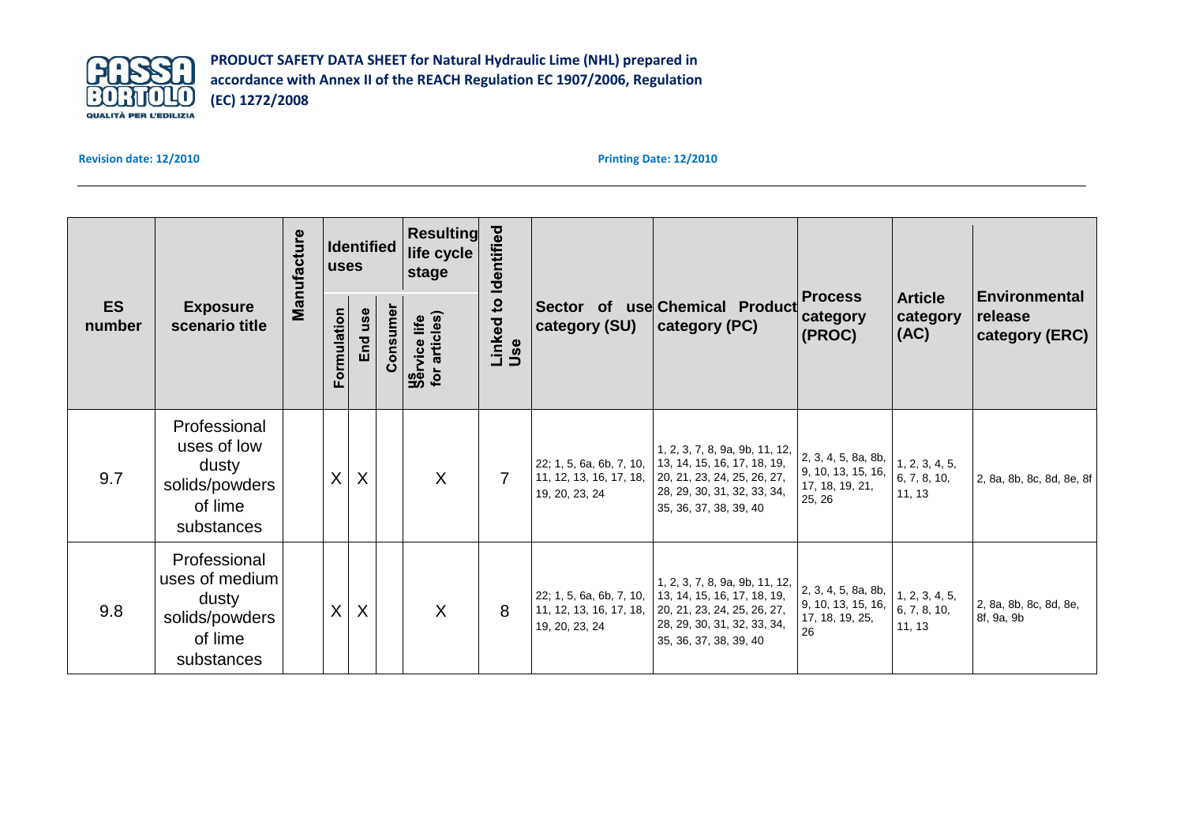**PRODUCT SAFETY DATA SHEET for Natural Hydraulic Lime (NHL) prepared in accordance with Annex II of the REACH Regulation EC 1907/2006, Regulation (EC) 1272/2008**

**Revision date: 12/2010** **Printing Date: 12/2010**

| ES number | Exposure scenario title | Manufacture | Identified uses | | | Resulting life cycle stage | Linked to Identified Use | Sector of use category (SU) | Chemical Product category (PC) | Process category (PROC) | Article category (AC) | Environmental release category (ERC) |
|---|---|---|---|---|---|---|---|---|---|---|---|---|
| | | | Formulation | End use | Consumer | Service life (for articles) | | | | | | |
| 9.7 | Professional uses of low dusty solids/powders of lime substances | | X | X | | X | 7 | 22; 1, 5, 6a, 6b, 7, 10, 11, 12, 13, 16, 17, 18, 19, 20, 23, 24 | 1, 2, 3, 7, 8, 9a, 9b, 11, 12, 13, 14, 15, 16, 17, 18, 19, 20, 21, 23, 24, 25, 26, 27, 28, 29, 30, 31, 32, 33, 34, 35, 36, 37, 38, 39, 40 | 2, 3, 4, 5, 8a, 8b, 9, 10, 13, 15, 16, 17, 18, 19, 21, 25, 26 | 1, 2, 3, 4, 5, 6, 7, 8, 10, 11, 13 | 2, 8a, 8b, 8c, 8d, 8e, 8f |
| 9.8 | Professional uses of medium dusty solids/powders of lime substances | | X | X | | X | 8 | 22; 1, 5, 6a, 6b, 7, 10, 11, 12, 13, 16, 17, 18, 19, 20, 23, 24 | 1, 2, 3, 7, 8, 9a, 9b, 11, 12, 13, 14, 15, 16, 17, 18, 19, 20, 21, 23, 24, 25, 26, 27, 28, 29, 30, 31, 32, 33, 34, 35, 36, 37, 38, 39, 40 | 2, 3, 4, 5, 8a, 8b, 9, 10, 13, 15, 16, 17, 18, 19, 25, 26 | 1, 2, 3, 4, 5, 6, 7, 8, 10, 11, 13 | 2, 8a, 8b, 8c, 8d, 8e, 8f, 9a, 9b |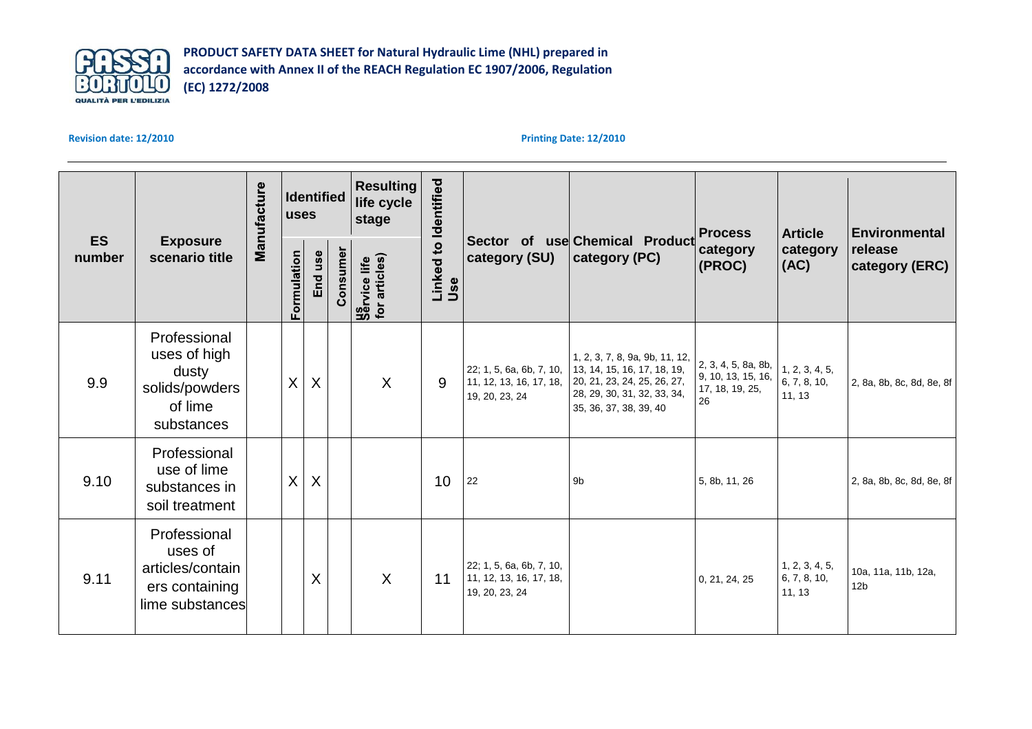| ES number | Exposure scenario title | Manufacture | Identified uses | | | Resulting life cycle stage | Linked to Identified Use | Sector of use category (SU) | Chemical Product category (PC) | Process category (PROC) | Article category (AC) | Environmental release category (ERC) |
|---|---|---|---|---|---|---|---|---|---|---|---|---|
| | | | Formulation | End use | Consumer | Service life (for articles) | | | | | | |
| 9.9 | Professional uses of high dusty solids/powders of lime substances | | X | X | | X | 9 | 22; 1, 5, 6a, 6b, 7, 10, 11, 12, 13, 16, 17, 18, 19, 20, 23, 24 | 1, 2, 3, 7, 8, 9a, 9b, 11, 12, 13, 14, 15, 16, 17, 18, 19, 20, 21, 23, 24, 25, 26, 27, 28, 29, 30, 31, 32, 33, 34, 35, 36, 37, 38, 39, 40 | 2, 3, 4, 5, 8a, 8b, 9, 10, 13, 15, 16, 17, 18, 19, 25, 26 | 1, 2, 3, 4, 5, 6, 7, 8, 10, 11, 13 | 2, 8a, 8b, 8c, 8d, 8e, 8f |
| 9.10 | Professional use of lime substances in soil treatment | | X | X | | | 10 | 22 | 9b | 5, 8b, 11, 26 | | 2, 8a, 8b, 8c, 8d, 8e, 8f |
| 9.11 | Professional uses of articles/containers containing lime substances | | | X | | X | 11 | 22; 1, 5, 6a, 6b, 7, 10, 11, 12, 13, 16, 17, 18, 19, 20, 23, 24 | | 0, 21, 24, 25 | 1, 2, 3, 4, 5, 6, 7, 8, 10, 11, 13 | 10a, 11a, 11b, 12a, 12b |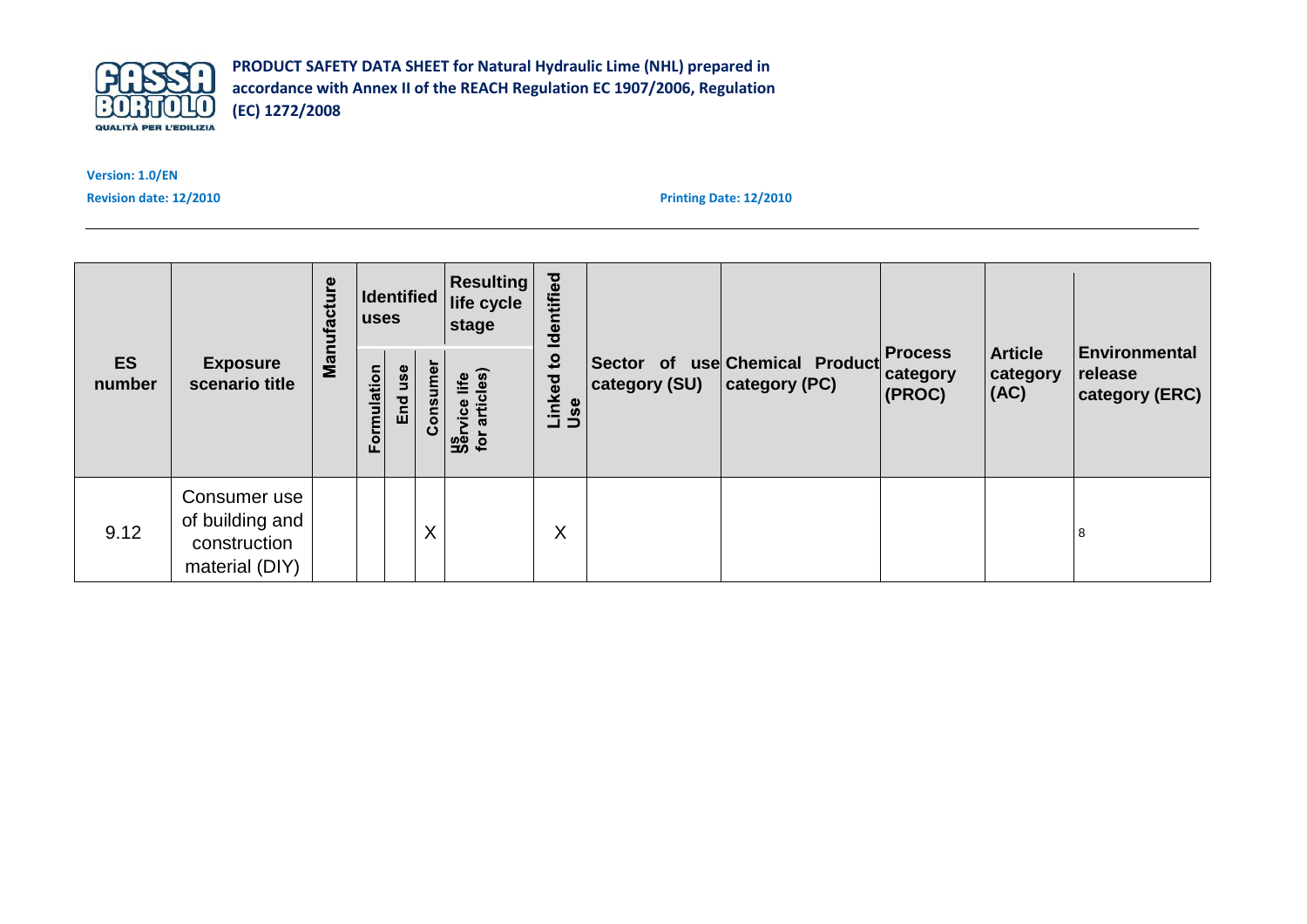| ES number | Exposure scenario title | Manufacture | Identified uses | | | Resulting life cycle stage | Linked to Identified Use | Sector of use category (SU) | Chemical Product category (PC) | Process category (PROC) | Article category (AC) | Environmental release category (ERC) |
|---|---|---|---|---|---|---|---|---|---|---|---|---|
| | | | Formulation | End use | Consumer | Service life (for articles) | | | | | | |
| 9.12 | Consumer use of building and construction material (DIY) | | | | X | | X | | | | | 8 |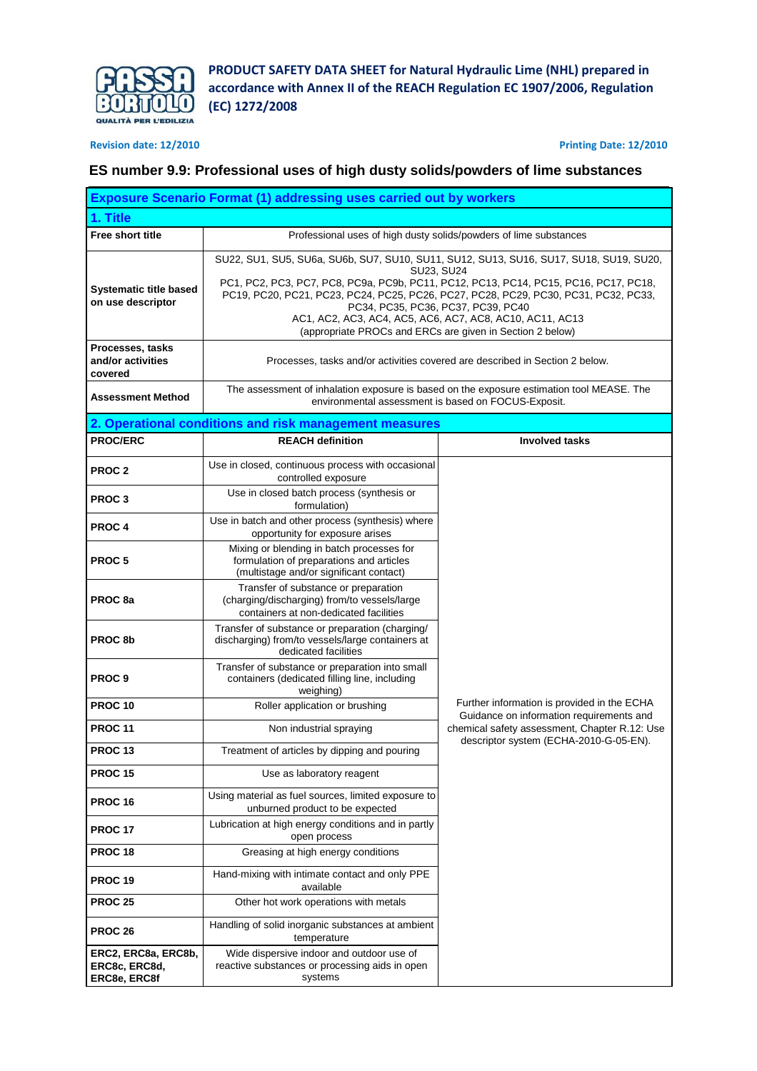**PRODUCT SAFETY DATA SHEET for Natural Hydraulic Lime (NHL) prepared in accordance with Annex II of the REACH Regulation EC 1907/2006, Regulation (EC) 1272/2008**

**Revision date: 12/2010** **Printing Date: 12/2010**

## ES number 9.9: Professional uses of high dusty solids/powders of lime substances

| Exposure Scenario Format (1) addressing uses carried out by workers | | |
|---|---|---|
| **1. Title** | | |
| **Free short title** | Professional uses of high dusty solids/powders of lime substances | |
| **Systematic title based on use descriptor** | SU22, SU1, SU5, SU6a, SU6b, SU7, SU10, SU11, SU12, SU13, SU16, SU17, SU18, SU19, SU20, SU23, SU24<br>PC1, PC2, PC3, PC7, PC8, PC9a, PC9b, PC11, PC12, PC13, PC14, PC15, PC16, PC17, PC18, PC19, PC20, PC21, PC23, PC24, PC25, PC26, PC27, PC28, PC29, PC30, PC31, PC32, PC33, PC34, PC35, PC36, PC37, PC39, PC40<br>AC1, AC2, AC3, AC4, AC5, AC6, AC7, AC8, AC10, AC11, AC13<br>(appropriate PROCs and ERCs are given in Section 2 below) | |
| **Processes, tasks and/or activities covered** | Processes, tasks and/or activities covered are described in Section 2 below. | |
| **Assessment Method** | The assessment of inhalation exposure is based on the exposure estimation tool MEASE. The environmental assessment is based on FOCUS-Exposit. | |
| **2. Operational conditions and risk management measures** | | |
| **PROC/ERC** | **REACH definition** | **Involved tasks** |
| **PROC 2** | Use in closed, continuous process with occasional controlled exposure | Further information is provided in the ECHA Guidance on information requirements and chemical safety assessment, Chapter R.12: Use descriptor system (ECHA-2010-G-05-EN). |
| **PROC 3** | Use in closed batch process (synthesis or formulation) | |
| **PROC 4** | Use in batch and other process (synthesis) where opportunity for exposure arises | |
| **PROC 5** | Mixing or blending in batch processes for formulation of preparations and articles (multistage and/or significant contact) | |
| **PROC 8a** | Transfer of substance or preparation (charging/discharging) from/to vessels/large containers at non-dedicated facilities | |
| **PROC 8b** | Transfer of substance or preparation (charging/ discharging) from/to vessels/large containers at dedicated facilities | |
| **PROC 9** | Transfer of substance or preparation into small containers (dedicated filling line, including weighing) | |
| **PROC 10** | Roller application or brushing | |
| **PROC 11** | Non industrial spraying | |
| **PROC 13** | Treatment of articles by dipping and pouring | |
| **PROC 15** | Use as laboratory reagent | |
| **PROC 16** | Using material as fuel sources, limited exposure to unburned product to be expected | |
| **PROC 17** | Lubrication at high energy conditions and in partly open process | |
| **PROC 18** | Greasing at high energy conditions | |
| **PROC 19** | Hand-mixing with intimate contact and only PPE available | |
| **PROC 25** | Other hot work operations with metals | |
| **PROC 26** | Handling of solid inorganic substances at ambient temperature | |
| **ERC2, ERC8a, ERC8b, ERC8c, ERC8d, ERC8e, ERC8f** | Wide dispersive indoor and outdoor use of reactive substances or processing aids in open systems | |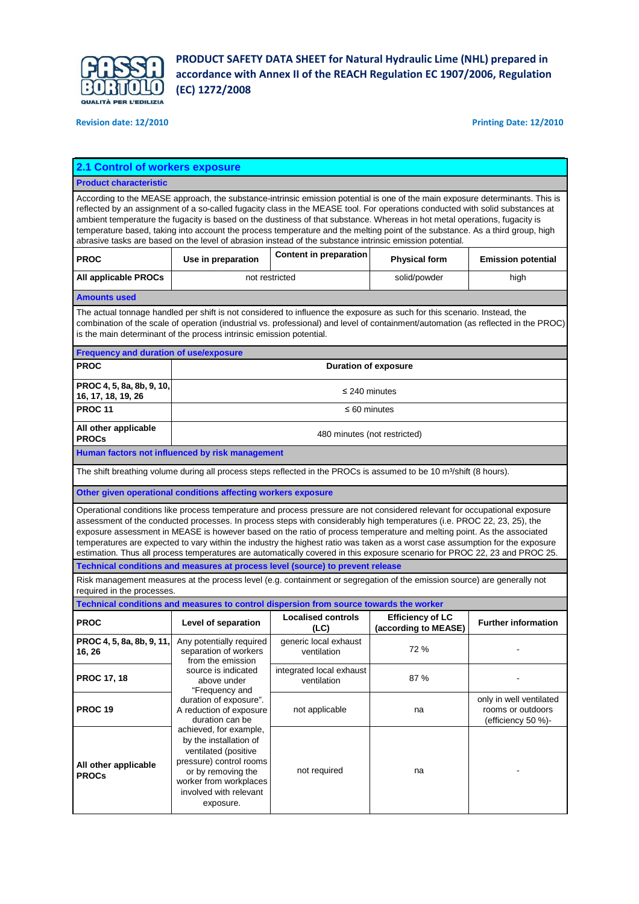**PRODUCT SAFETY DATA SHEET for Natural Hydraulic Lime (NHL) prepared in accordance with Annex II of the REACH Regulation EC 1907/2006, Regulation (EC) 1272/2008**

Revision date: 12/2010 Printing Date: 12/2010

## 2.1 Control of workers exposure

### Product characteristic

According to the MEASE approach, the substance-intrinsic emission potential is one of the main exposure determinants. This is reflected by an assignment of a so-called fugacity class in the MEASE tool. For operations conducted with solid substances at ambient temperature the fugacity is based on the dustiness of that substance. Whereas in hot metal operations, fugacity is temperature based, taking into account the process temperature and the melting point of the substance. As a third group, high abrasive tasks are based on the level of abrasion instead of the substance intrinsic emission potential.

| PROC | Use in preparation | Content in preparation | Physical form | Emission potential |
|---|---|---|---|---|
| All applicable PROCs | not restricted | | solid/powder | high |

### Amounts used

The actual tonnage handled per shift is not considered to influence the exposure as such for this scenario. Instead, the combination of the scale of operation (industrial vs. professional) and level of containment/automation (as reflected in the PROC) is the main determinant of the process intrinsic emission potential.

### Frequency and duration of use/exposure

| PROC | Duration of exposure |
|---|---|
| PROC 4, 5, 8a, 8b, 9, 10, 16, 17, 18, 19, 26 | ≤ 240 minutes |
| PROC 11 | ≤ 60 minutes |
| All other applicable PROCs | 480 minutes (not restricted) |

### Human factors not influenced by risk management

The shift breathing volume during all process steps reflected in the PROCs is assumed to be 10 m³/shift (8 hours).

### Other given operational conditions affecting workers exposure

Operational conditions like process temperature and process pressure are not considered relevant for occupational exposure assessment of the conducted processes. In process steps with considerably high temperatures (i.e. PROC 22, 23, 25), the exposure assessment in MEASE is however based on the ratio of process temperature and melting point. As the associated temperatures are expected to vary within the industry the highest ratio was taken as a worst case assumption for the exposure estimation. Thus all process temperatures are automatically covered in this exposure scenario for PROC 22, 23 and PROC 25.

### Technical conditions and measures at process level (source) to prevent release

Risk management measures at the process level (e.g. containment or segregation of the emission source) are generally not required in the processes.

### Technical conditions and measures to control dispersion from source towards the worker

| PROC | Level of separation | Localised controls (LC) | Efficiency of LC (according to MEASE) | Further information |
|---|---|---|---|---|
| PROC 4, 5, 8a, 8b, 9, 11, 16, 26 | Any potentially required separation of workers from the emission source is indicated above under "Frequency and duration of exposure". A reduction of exposure duration can be achieved, for example, by the installation of ventilated (positive pressure) control rooms or by removing the worker from workplaces involved with relevant exposure. | generic local exhaust ventilation | 72 % | - |
| PROC 17, 18 | | integrated local exhaust ventilation | 87 % | - |
| PROC 19 | | not applicable | na | only in well ventilated rooms or outdoors (efficiency 50 %)- |
| All other applicable PROCs | | not required | na | - |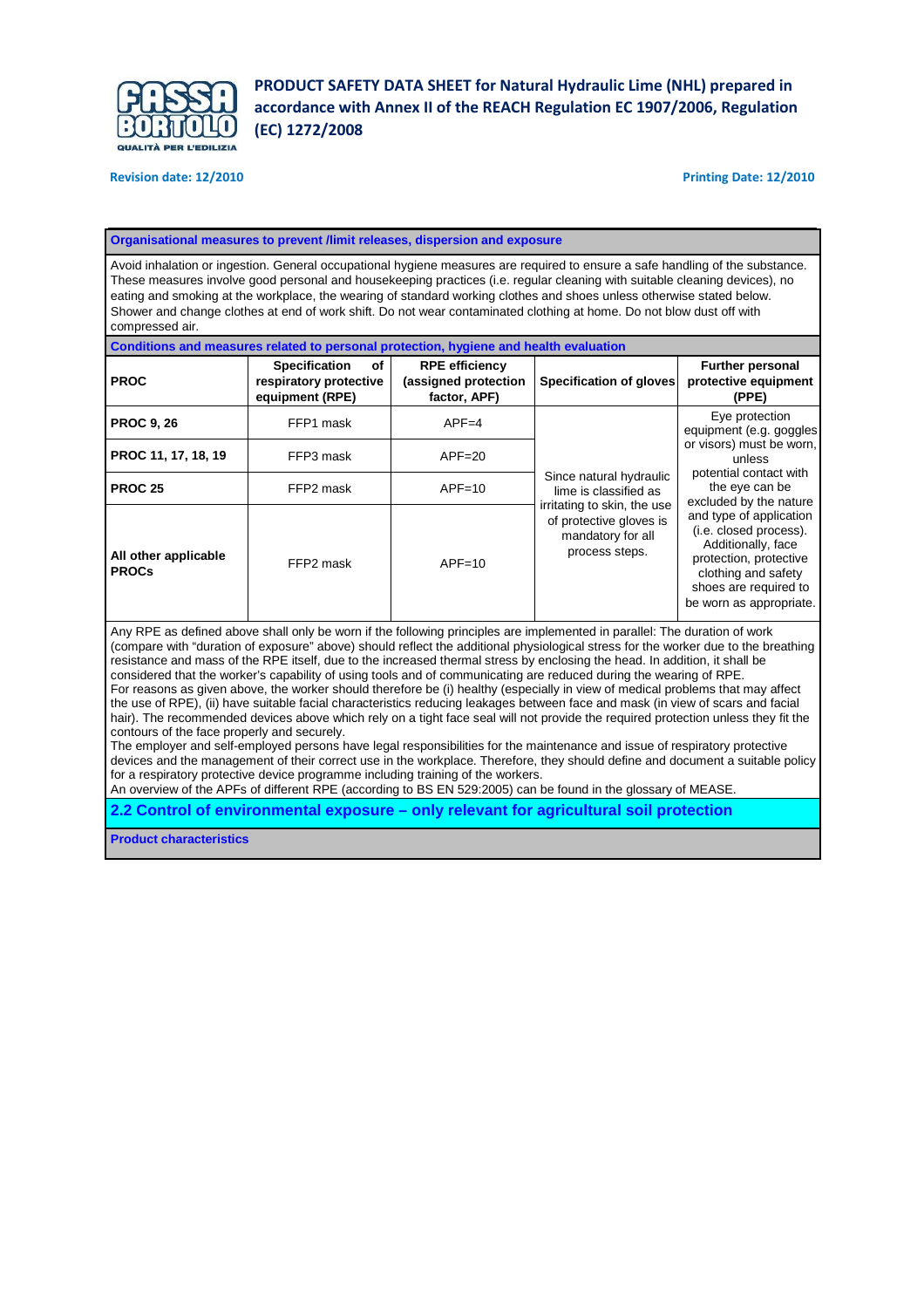**Organisational measures to prevent /limit releases, dispersion and exposure**

Avoid inhalation or ingestion. General occupational hygiene measures are required to ensure a safe handling of the substance. These measures involve good personal and housekeeping practices (i.e. regular cleaning with suitable cleaning devices), no eating and smoking at the workplace, the wearing of standard working clothes and shoes unless otherwise stated below. Shower and change clothes at end of work shift. Do not wear contaminated clothing at home. Do not blow dust off with compressed air.

**Conditions and measures related to personal protection, hygiene and health evaluation**

| PROC | Specification of respiratory protective equipment (RPE) | RPE efficiency (assigned protection factor, APF) | Specification of gloves | Further personal protective equipment (PPE) |
|---|---|---|---|---|
| PROC 9, 26 | FFP1 mask | APF=4 | Since natural hydraulic lime is classified as irritating to skin, the use of protective gloves is mandatory for all process steps. | Eye protection equipment (e.g. goggles or visors) must be worn, unless potential contact with the eye can be excluded by the nature and type of application (i.e. closed process). Additionally, face protection, protective clothing and safety shoes are required to be worn as appropriate. |
| PROC 11, 17, 18, 19 | FFP3 mask | APF=20 | | |
| PROC 25 | FFP2 mask | APF=10 | | |
| All other applicable PROCs | FFP2 mask | APF=10 | | |

Any RPE as defined above shall only be worn if the following principles are implemented in parallel: The duration of work (compare with "duration of exposure" above) should reflect the additional physiological stress for the worker due to the breathing resistance and mass of the RPE itself, due to the increased thermal stress by enclosing the head. In addition, it shall be considered that the worker's capability of using tools and of communicating are reduced during the wearing of RPE.
For reasons as given above, the worker should therefore be (i) healthy (especially in view of medical problems that may affect the use of RPE), (ii) have suitable facial characteristics reducing leakages between face and mask (in view of scars and facial hair). The recommended devices above which rely on a tight face seal will not provide the required protection unless they fit the contours of the face properly and securely.
The employer and self-employed persons have legal responsibilities for the maintenance and issue of respiratory protective devices and the management of their correct use in the workplace. Therefore, they should define and document a suitable policy for a respiratory protective device programme including training of the workers.
An overview of the APFs of different RPE (according to BS EN 529:2005) can be found in the glossary of MEASE.

## 2.2 Control of environmental exposure – only relevant for agricultural soil protection

**Product characteristics**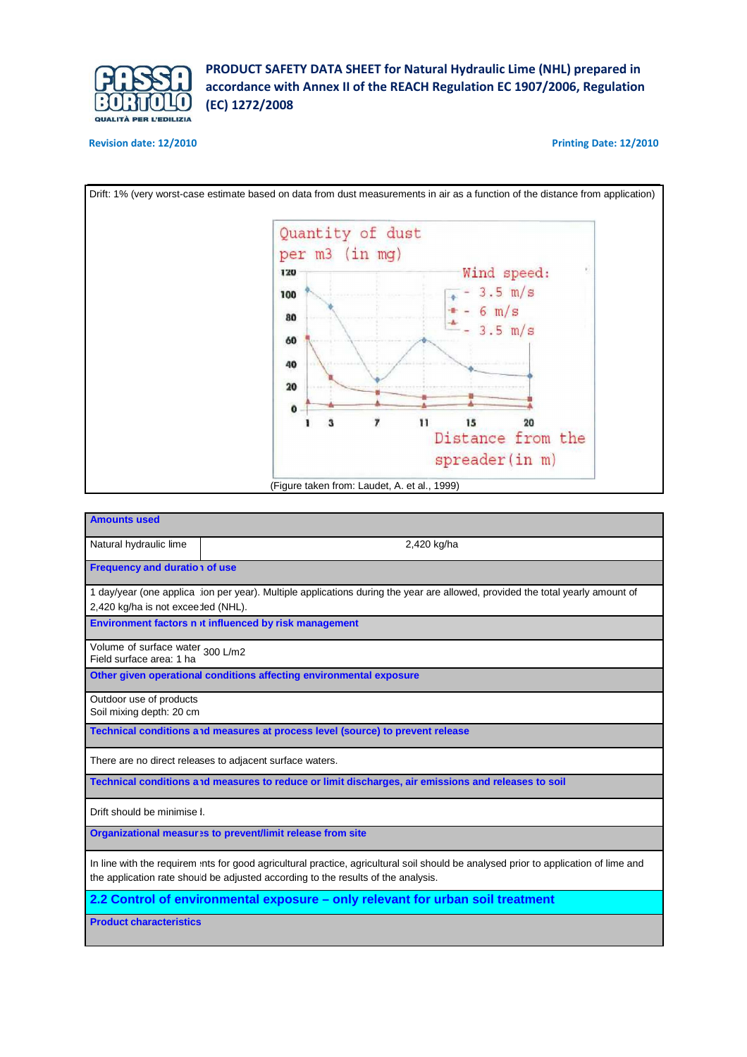Drift: 1% (very worst-case estimate based on data from dust measurements in air as a function of the distance from application)

(Figure taken from: Laudet, A. et al., 1999)

| **Amounts used** | |
|---|---|
| Natural hydraulic lime | 2,420 kg/ha |
| **Frequency and duration of use** | |
| 1 day/year (one application per year). Multiple applications during the year are allowed, provided the total yearly amount of 2,420 kg/ha is not exceeded (NHL). | |
| **Environment factors not influenced by risk management** | |
| Volume of surface water<br>Field surface area: 1 ha | 300 L/m2 |
| **Other given operational conditions affecting environmental exposure** | |
| Outdoor use of products<br>Soil mixing depth: 20 cm | |
| **Technical conditions and measures at process level (source) to prevent release** | |
| There are no direct releases to adjacent surface waters. | |
| **Technical conditions and measures to reduce or limit discharges, air emissions and releases to soil** | |
| Drift should be minimised. | |
| **Organizational measures to prevent/limit release from site** | |
| In line with the requirements for good agricultural practice, agricultural soil should be analysed prior to application of lime and the application rate should be adjusted according to the results of the analysis. | |

## 2.2 Control of environmental exposure – only relevant for urban soil treatment

**Product characteristics**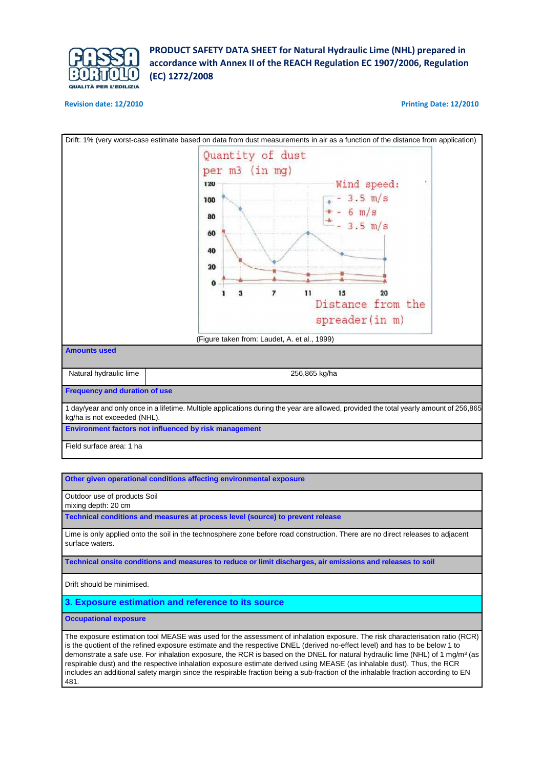Drift: 1% (very worst-case estimate based on data from dust measurements in air as a function of the distance from application)

Quantity of dust per m3 (in mg)

Wind speed:
- 3.5 m/s
- 6 m/s
- 3.5 m/s

Distance from the spreader (in m)

(Figure taken from: Laudet, A. et al., 1999)

**Amounts used**

| Natural hydraulic lime | 256,865 kg/ha |
|---|---|

**Frequency and duration of use**

1 day/year and only once in a lifetime. Multiple applications during the year are allowed, provided the total yearly amount of 256,865 kg/ha is not exceeded (NHL).

**Environment factors not influenced by risk management**

Field surface area: 1 ha

**Other given operational conditions affecting environmental exposure**

Outdoor use of products Soil
mixing depth: 20 cm

**Technical conditions and measures at process level (source) to prevent release**

Lime is only applied onto the soil in the technosphere zone before road construction. There are no direct releases to adjacent surface waters.

**Technical onsite conditions and measures to reduce or limit discharges, air emissions and releases to soil**

Drift should be minimised.

## 3. Exposure estimation and reference to its source

**Occupational exposure**

The exposure estimation tool MEASE was used for the assessment of inhalation exposure. The risk characterisation ratio (RCR) is the quotient of the refined exposure estimate and the respective DNEL (derived no-effect level) and has to be below 1 to demonstrate a safe use. For inhalation exposure, the RCR is based on the DNEL for natural hydraulic lime (NHL) of 1 mg/m³ (as respirable dust) and the respective inhalation exposure estimate derived using MEASE (as inhalable dust). Thus, the RCR includes an additional safety margin since the respirable fraction being a sub-fraction of the inhalable fraction according to EN 481.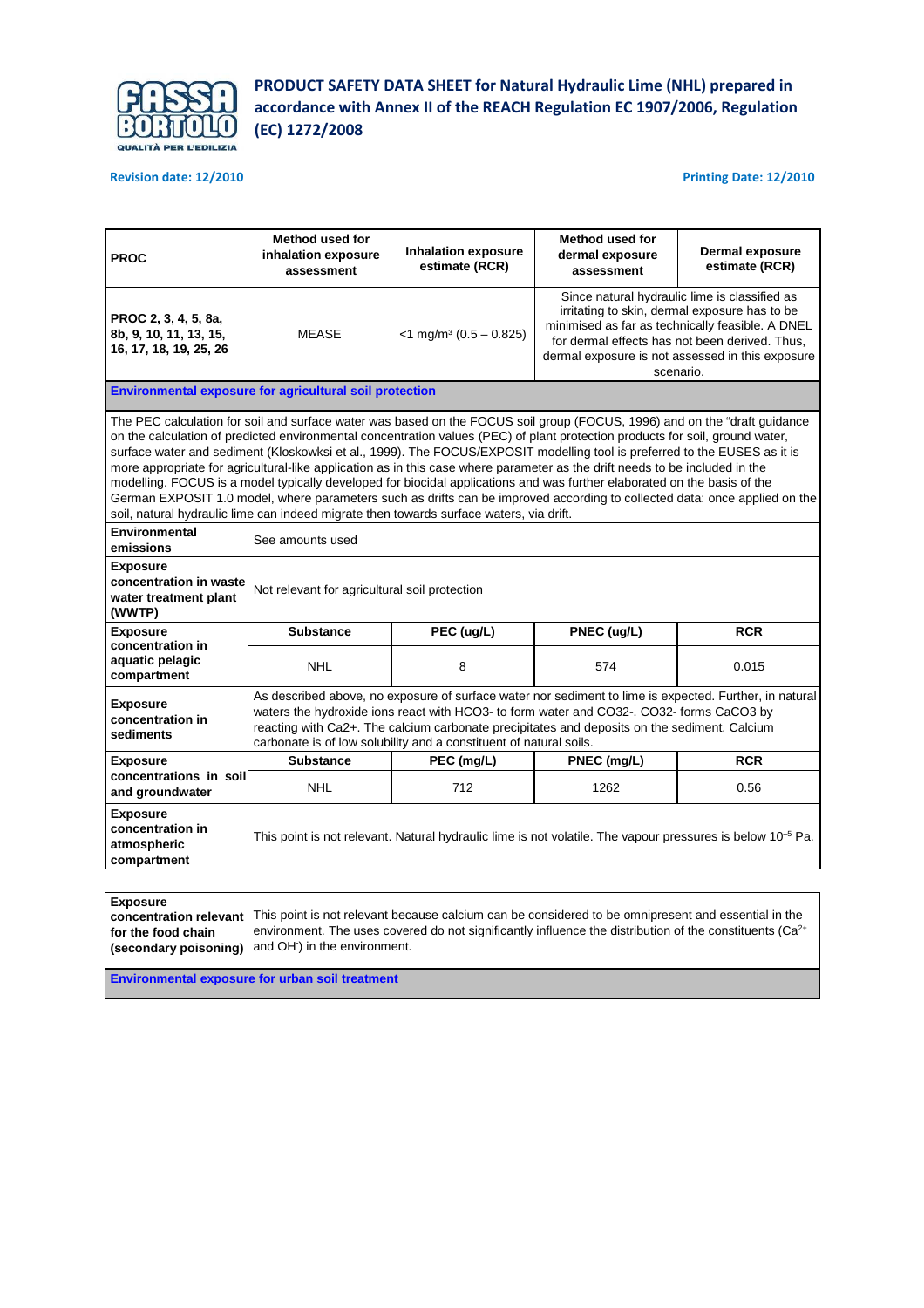| PROC | Method used for inhalation exposure assessment | Inhalation exposure estimate (RCR) | Method used for dermal exposure assessment | Dermal exposure estimate (RCR) |
|---|---|---|---|---|
| PROC 2, 3, 4, 5, 8a, 8b, 9, 10, 11, 13, 15, 16, 17, 18, 19, 25, 26 | MEASE | <1 mg/m³ (0.5 – 0.825) | Since natural hydraulic lime is classified as irritating to skin, dermal exposure has to be minimised as far as technically feasible. A DNEL for dermal effects has not been derived. Thus, dermal exposure is not assessed in this exposure scenario. | |

**Environmental exposure for agricultural soil protection**

The PEC calculation for soil and surface water was based on the FOCUS soil group (FOCUS, 1996) and on the "draft guidance on the calculation of predicted environmental concentration values (PEC) of plant protection products for soil, ground water, surface water and sediment (Kloskowksi et al., 1999). The FOCUS/EXPOSIT modelling tool is preferred to the EUSES as it is more appropriate for agricultural-like application as in this case where parameter as the drift needs to be included in the modelling. FOCUS is a model typically developed for biocidal applications and was further elaborated on the basis of the German EXPOSIT 1.0 model, where parameters such as drifts can be improved according to collected data: once applied on the soil, natural hydraulic lime can indeed migrate then towards surface waters, via drift.

| | | | | |
|---|---|---|---|---|
| **Environmental emissions** | See amounts used | | | |
| **Exposure concentration in waste water treatment plant (WWTP)** | Not relevant for agricultural soil protection | | | |
| **Exposure concentration in aquatic pelagic compartment** | **Substance** | **PEC (ug/L)** | **PNEC (ug/L)** | **RCR** |
| | NHL | 8 | 574 | 0.015 |
| **Exposure concentration in sediments** | As described above, no exposure of surface water nor sediment to lime is expected. Further, in natural waters the hydroxide ions react with HCO3- to form water and CO32-. CO32- forms CaCO3 by reacting with Ca2+. The calcium carbonate precipitates and deposits on the sediment. Calcium carbonate is of low solubility and a constituent of natural soils. | | | |
| **Exposure concentrations in soil and groundwater** | **Substance** | **PEC (mg/L)** | **PNEC (mg/L)** | **RCR** |
| | NHL | 712 | 1262 | 0.56 |
| **Exposure concentration in atmospheric compartment** | This point is not relevant. Natural hydraulic lime is not volatile. The vapour pressures is below $10^{-5}$ Pa. | | | |
| **Exposure concentration relevant for the food chain (secondary poisoning)** | This point is not relevant because calcium can be considered to be omnipresent and essential in the environment. The uses covered do not significantly influence the distribution of the constituents ($Ca^{2+}$ and $OH^{-}$) in the environment. | | | |

**Environmental exposure for urban soil treatment**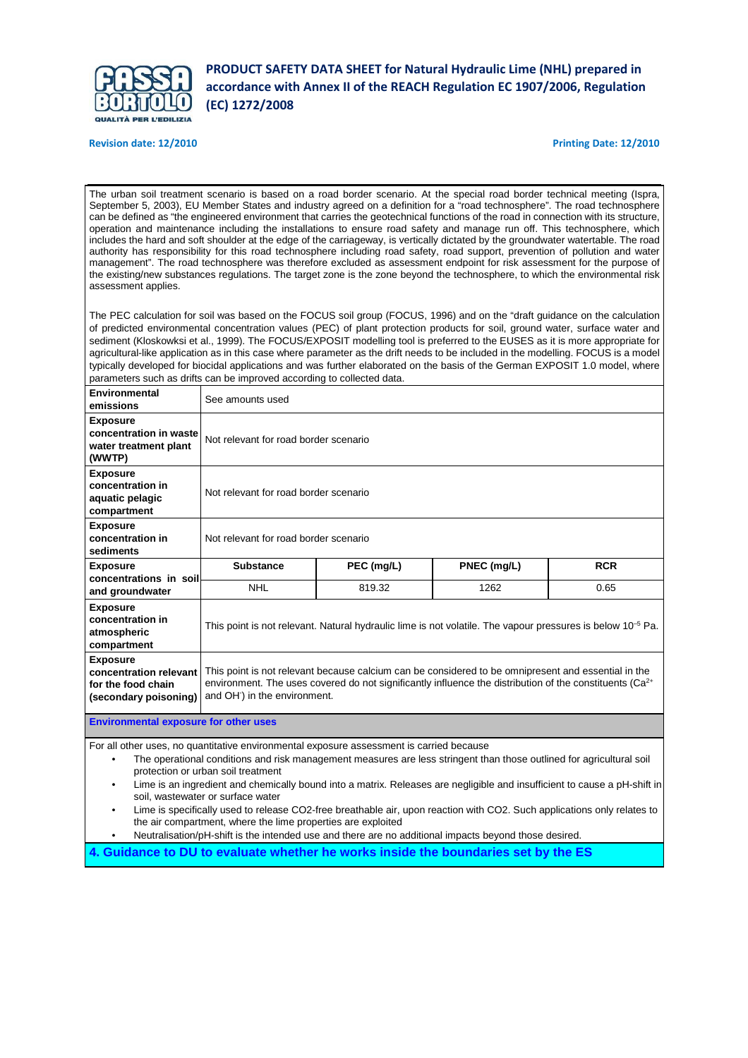The urban soil treatment scenario is based on a road border scenario. At the special road border technical meeting (Ispra, September 5, 2003), EU Member States and industry agreed on a definition for a "road technosphere". The road technosphere can be defined as "the engineered environment that carries the geotechnical functions of the road in connection with its structure, operation and maintenance including the installations to ensure road safety and manage run off. This technosphere, which includes the hard and soft shoulder at the edge of the carriageway, is vertically dictated by the groundwater watertable. The road authority has responsibility for this road technosphere including road safety, road support, prevention of pollution and water management". The road technosphere was therefore excluded as assessment endpoint for risk assessment for the purpose of the existing/new substances regulations. The target zone is the zone beyond the technosphere, to which the environmental risk assessment applies.

The PEC calculation for soil was based on the FOCUS soil group (FOCUS, 1996) and on the "draft guidance on the calculation of predicted environmental concentration values (PEC) of plant protection products for soil, ground water, surface water and sediment (Kloskowksi et al., 1999). The FOCUS/EXPOSIT modelling tool is preferred to the EUSES as it is more appropriate for agricultural-like application as in this case where parameter as the drift needs to be included in the modelling. FOCUS is a model typically developed for biocidal applications and was further elaborated on the basis of the German EXPOSIT 1.0 model, where parameters such as drifts can be improved according to collected data.

| | | | | |
|---|---|---|---|---|
| **Environmental emissions** | See amounts used | | | |
| **Exposure concentration in waste water treatment plant (WWTP)** | Not relevant for road border scenario | | | |
| **Exposure concentration in aquatic pelagic compartment** | Not relevant for road border scenario | | | |
| **Exposure concentration in sediments** | Not relevant for road border scenario | | | |
| **Exposure concentrations in soil and groundwater** | **Substance** | **PEC (mg/L)** | **PNEC (mg/L)** | **RCR** |
| | NHL | 819.32 | 1262 | 0.65 |
| **Exposure concentration in atmospheric compartment** | This point is not relevant. Natural hydraulic lime is not volatile. The vapour pressures is below $10^{-5}$ Pa. | | | |
| **Exposure concentration relevant for the food chain (secondary poisoning)** | This point is not relevant because calcium can be considered to be omnipresent and essential in the environment. The uses covered do not significantly influence the distribution of the constituents ($Ca^{2+}$ and $OH^{-}$) in the environment. | | | |

**Environmental exposure for other uses**

For all other uses, no quantitative environmental exposure assessment is carried because

- The operational conditions and risk management measures are less stringent than those outlined for agricultural soil protection or urban soil treatment
- Lime is an ingredient and chemically bound into a matrix. Releases are negligible and insufficient to cause a pH-shift in soil, wastewater or surface water
- Lime is specifically used to release CO2-free breathable air, upon reaction with CO2. Such applications only relates to the air compartment, where the lime properties are exploited
- Neutralisation/pH-shift is the intended use and there are no additional impacts beyond those desired.

## 4. Guidance to DU to evaluate whether he works inside the boundaries set by the ES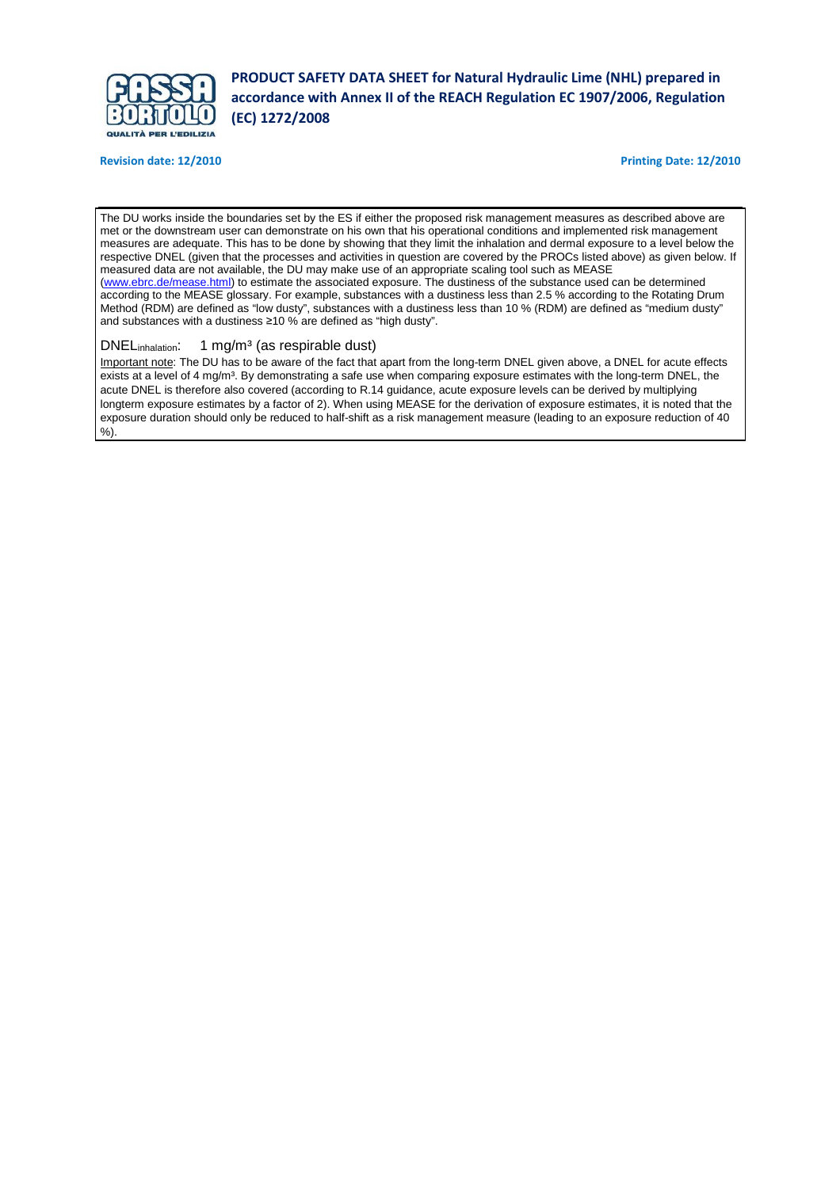The DU works inside the boundaries set by the ES if either the proposed risk management measures as described above are met or the downstream user can demonstrate on his own that his operational conditions and implemented risk management measures are adequate. This has to be done by showing that they limit the inhalation and dermal exposure to a level below the respective DNEL (given that the processes and activities in question are covered by the PROCs listed above) as given below. If measured data are not available, the DU may make use of an appropriate scaling tool such as MEASE (www.ebrc.de/mease.html) to estimate the associated exposure. The dustiness of the substance used can be determined according to the MEASE glossary. For example, substances with a dustiness less than 2.5 % according to the Rotating Drum Method (RDM) are defined as "low dusty", substances with a dustiness less than 10 % (RDM) are defined as "medium dusty" and substances with a dustiness ≥10 % are defined as "high dusty".

$DNEL_{inhalation}$: 1 mg/m³ (as respirable dust)

Important note: The DU has to be aware of the fact that apart from the long-term DNEL given above, a DNEL for acute effects exists at a level of 4 mg/m³. By demonstrating a safe use when comparing exposure estimates with the long-term DNEL, the acute DNEL is therefore also covered (according to R.14 guidance, acute exposure levels can be derived by multiplying longterm exposure estimates by a factor of 2). When using MEASE for the derivation of exposure estimates, it is noted that the exposure duration should only be reduced to half-shift as a risk management measure (leading to an exposure reduction of 40 %).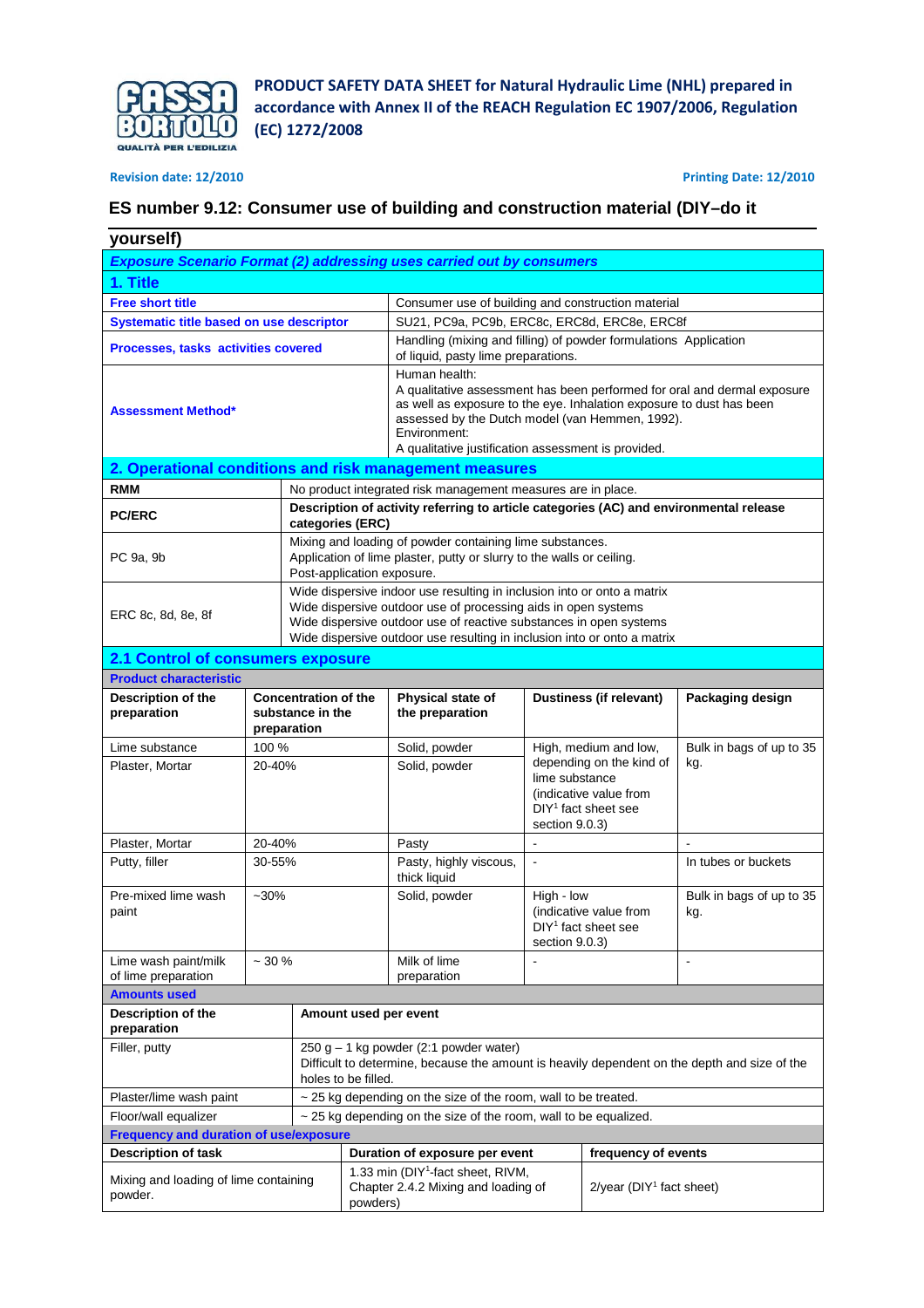**PRODUCT SAFETY DATA SHEET for Natural Hydraulic Lime (NHL) prepared in accordance with Annex II of the REACH Regulation EC 1907/2006, Regulation (EC) 1272/2008**

**Revision date: 12/2010** **Printing Date: 12/2010**

## ES number 9.12: Consumer use of building and construction material (DIY–do it yourself)

***Exposure Scenario Format (2) addressing uses carried out by consumers***

### 1. Title

| | |
|---|---|
| **Free short title** | Consumer use of building and construction material |
| **Systematic title based on use descriptor** | SU21, PC9a, PC9b, ERC8c, ERC8d, ERC8e, ERC8f |
| **Processes, tasks activities covered** | Handling (mixing and filling) of powder formulations Application of liquid, pasty lime preparations. |
| **Assessment Method*** | Human health:<br>A qualitative assessment has been performed for oral and dermal exposure as well as exposure to the eye. Inhalation exposure to dust has been assessed by the Dutch model (van Hemmen, 1992).<br>Environment:<br>A qualitative justification assessment is provided. |

### 2. Operational conditions and risk management measures

| | |
|---|---|
| **RMM** | No product integrated risk management measures are in place. |
| **PC/ERC** | **Description of activity referring to article categories (AC) and environmental release categories (ERC)** |
| PC 9a, 9b | Mixing and loading of powder containing lime substances.<br>Application of lime plaster, putty or slurry to the walls or ceiling.<br>Post-application exposure. |
| ERC 8c, 8d, 8e, 8f | Wide dispersive indoor use resulting in inclusion into or onto a matrix<br>Wide dispersive outdoor use of processing aids in open systems<br>Wide dispersive outdoor use of reactive substances in open systems<br>Wide dispersive outdoor use resulting in inclusion into or onto a matrix |

### 2.1 Control of consumers exposure

**Product characteristic**

| Description of the preparation | Concentration of the substance in the preparation | Physical state of the preparation | Dustiness (if relevant) | Packaging design |
|---|---|---|---|---|
| Lime substance | 100 % | Solid, powder | High, medium and low, depending on the kind of lime substance (indicative value from DIY[1] fact sheet see section 9.0.3) | Bulk in bags of up to 35 kg. |
| Plaster, Mortar | 20-40% | Solid, powder | | |
| Plaster, Mortar | 20-40% | Pasty | - | - |
| Putty, filler | 30-55% | Pasty, highly viscous, thick liquid | - | In tubes or buckets |
| Pre-mixed lime wash paint | ~30% | Solid, powder | High - low (indicative value from DIY[1] fact sheet see section 9.0.3) | Bulk in bags of up to 35 kg. |
| Lime wash paint/milk of lime preparation | ~ 30 % | Milk of lime preparation | - | - |

**Amounts used**

| Description of the preparation | Amount used per event |
|---|---|
| Filler, putty | 250 g – 1 kg powder (2:1 powder water)<br>Difficult to determine, because the amount is heavily dependent on the depth and size of the holes to be filled. |
| Plaster/lime wash paint | ~ 25 kg depending on the size of the room, wall to be treated. |
| Floor/wall equalizer | ~ 25 kg depending on the size of the room, wall to be equalized. |

**Frequency and duration of use/exposure**

| Description of task | Duration of exposure per event | frequency of events |
|---|---|---|
| Mixing and loading of lime containing powder. | 1.33 min (DIY[1]-fact sheet, RIVM, Chapter 2.4.2 Mixing and loading of powders) | 2/year (DIY[1] fact sheet) |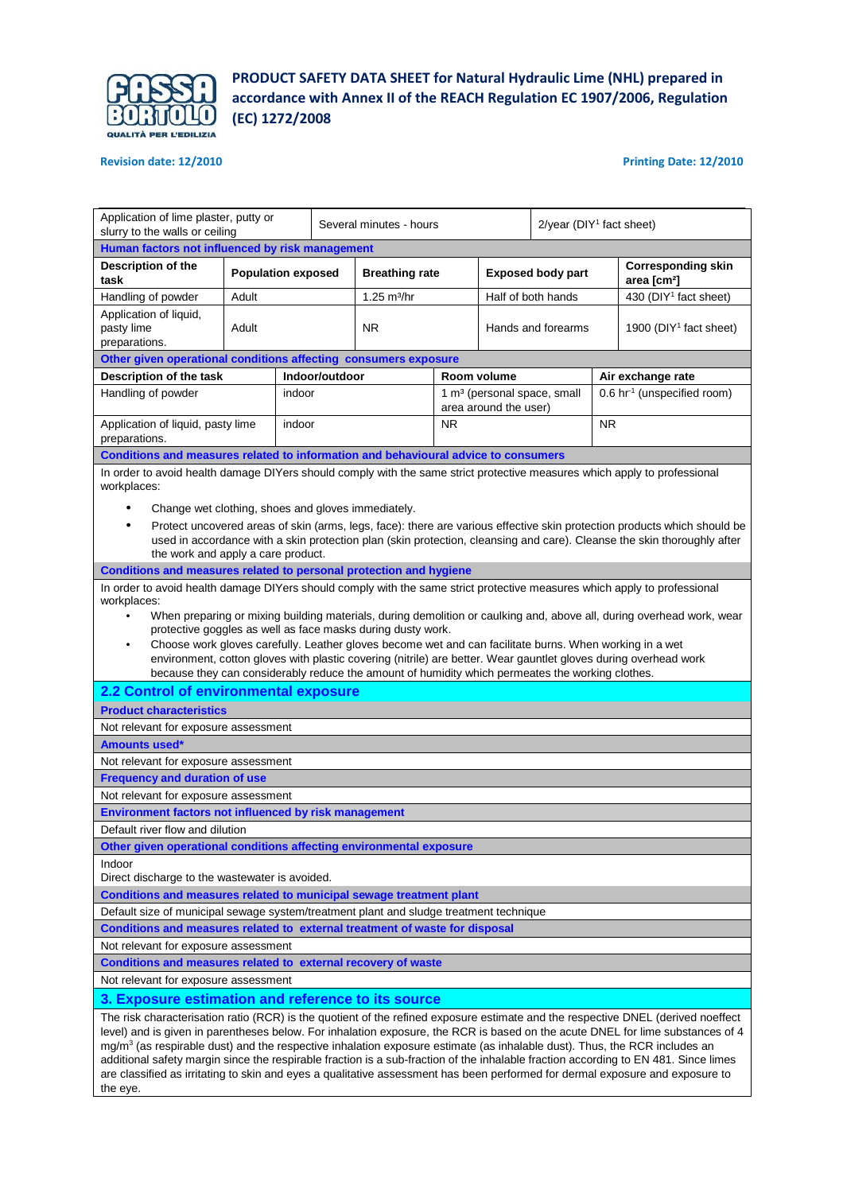| Application of lime plaster, putty or slurry to the walls or ceiling | Several minutes - hours | 2/year (DIY[1] fact sheet) |
|---|---|---|

**Human factors not influenced by risk management**

| Description of the task | Population exposed | Breathing rate | Exposed body part | Corresponding skin area [cm²] |
|---|---|---|---|---|
| Handling of powder | Adult | 1.25 m³/hr | Half of both hands | 430 (DIY[1] fact sheet) |
| Application of liquid, pasty lime preparations. | Adult | NR | Hands and forearms | 1900 (DIY[1] fact sheet) |

**Other given operational conditions affecting consumers exposure**

| Description of the task | Indoor/outdoor | Room volume | Air exchange rate |
|---|---|---|---|
| Handling of powder | indoor | 1 m³ (personal space, small area around the user) | 0.6 hr⁻¹ (unspecified room) |
| Application of liquid, pasty lime preparations. | indoor | NR | NR |

**Conditions and measures related to information and behavioural advice to consumers**

In order to avoid health damage DIYers should comply with the same strict protective measures which apply to professional workplaces:

- Change wet clothing, shoes and gloves immediately.
- Protect uncovered areas of skin (arms, legs, face): there are various effective skin protection products which should be used in accordance with a skin protection plan (skin protection, cleansing and care). Cleanse the skin thoroughly after the work and apply a care product.

**Conditions and measures related to personal protection and hygiene**

In order to avoid health damage DIYers should comply with the same strict protective measures which apply to professional workplaces:

- When preparing or mixing building materials, during demolition or caulking and, above all, during overhead work, wear protective goggles as well as face masks during dusty work.
- Choose work gloves carefully. Leather gloves become wet and can facilitate burns. When working in a wet environment, cotton gloves with plastic covering (nitrile) are better. Wear gauntlet gloves during overhead work because they can considerably reduce the amount of humidity which permeates the working clothes.

## 2.2 Control of environmental exposure

**Product characteristics**

Not relevant for exposure assessment

**Amounts used***

Not relevant for exposure assessment

**Frequency and duration of use**

Not relevant for exposure assessment

**Environment factors not influenced by risk management**

Default river flow and dilution

**Other given operational conditions affecting environmental exposure**

Indoor
Direct discharge to the wastewater is avoided.

**Conditions and measures related to municipal sewage treatment plant**

Default size of municipal sewage system/treatment plant and sludge treatment technique

**Conditions and measures related to external treatment of waste for disposal**

Not relevant for exposure assessment

**Conditions and measures related to external recovery of waste**

Not relevant for exposure assessment

## 3. Exposure estimation and reference to its source

The risk characterisation ratio (RCR) is the quotient of the refined exposure estimate and the respective DNEL (derived noeffect level) and is given in parentheses below. For inhalation exposure, the RCR is based on the acute DNEL for lime substances of 4 mg/m³ (as respirable dust) and the respective inhalation exposure estimate (as inhalable dust). Thus, the RCR includes an additional safety margin since the respirable fraction is a sub-fraction of the inhalable fraction according to EN 481. Since limes are classified as irritating to skin and eyes a qualitative assessment has been performed for dermal exposure and exposure to the eye.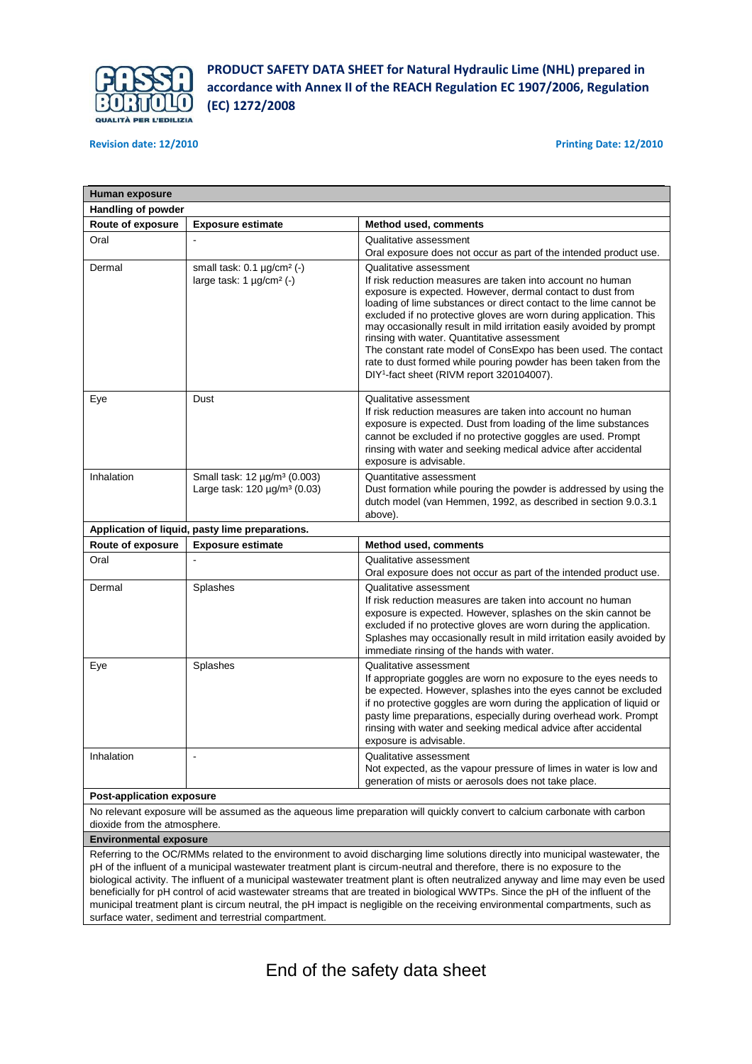| Human exposure | | |
|---|---|---|
| **Handling of powder** | | |
| **Route of exposure** | **Exposure estimate** | **Method used, comments** |
| Oral | - | Qualitative assessment<br>Oral exposure does not occur as part of the intended product use. |
| Dermal | small task: 0.1 µg/cm² (-)<br>large task: 1 µg/cm² (-) | Qualitative assessment<br>If risk reduction measures are taken into account no human exposure is expected. However, dermal contact to dust from loading of lime substances or direct contact to the lime cannot be excluded if no protective gloves are worn during application. This may occasionally result in mild irritation easily avoided by prompt rinsing with water. Quantitative assessment<br>The constant rate model of ConsExpo has been used. The contact rate to dust formed while pouring powder has been taken from the DIY[1]-fact sheet (RIVM report 320104007). |
| Eye | Dust | Qualitative assessment<br>If risk reduction measures are taken into account no human exposure is expected. Dust from loading of the lime substances cannot be excluded if no protective goggles are used. Prompt rinsing with water and seeking medical advice after accidental exposure is advisable. |
| Inhalation | Small task: 12 µg/m³ (0.003)<br>Large task: 120 µg/m³ (0.03) | Quantitative assessment<br>Dust formation while pouring the powder is addressed by using the dutch model (van Hemmen, 1992, as described in section 9.0.3.1 above). |
| **Application of liquid, pasty lime preparations.** | | |
| **Route of exposure** | **Exposure estimate** | **Method used, comments** |
| Oral | - | Qualitative assessment<br>Oral exposure does not occur as part of the intended product use. |
| Dermal | Splashes | Qualitative assessment<br>If risk reduction measures are taken into account no human exposure is expected. However, splashes on the skin cannot be excluded if no protective gloves are worn during the application. Splashes may occasionally result in mild irritation easily avoided by immediate rinsing of the hands with water. |
| Eye | Splashes | Qualitative assessment<br>If appropriate goggles are worn no exposure to the eyes needs to be expected. However, splashes into the eyes cannot be excluded if no protective goggles are worn during the application of liquid or pasty lime preparations, especially during overhead work. Prompt rinsing with water and seeking medical advice after accidental exposure is advisable. |
| Inhalation | - | Qualitative assessment<br>Not expected, as the vapour pressure of limes in water is low and generation of mists or aerosols does not take place. |
| **Post-application exposure** | | |
| No relevant exposure will be assumed as the aqueous lime preparation will quickly convert to calcium carbonate with carbon dioxide from the atmosphere. | | |
| **Environmental exposure** | | |
| Referring to the OC/RMMs related to the environment to avoid discharging lime solutions directly into municipal wastewater, the pH of the influent of a municipal wastewater treatment plant is circum-neutral and therefore, there is no exposure to the biological activity. The influent of a municipal wastewater treatment plant is often neutralized anyway and lime may even be used beneficially for pH control of acid wastewater streams that are treated in biological WWTPs. Since the pH of the influent of the municipal treatment plant is circum neutral, the pH impact is negligible on the receiving environmental compartments, such as surface water, sediment and terrestrial compartment. | | |

End of the safety data sheet